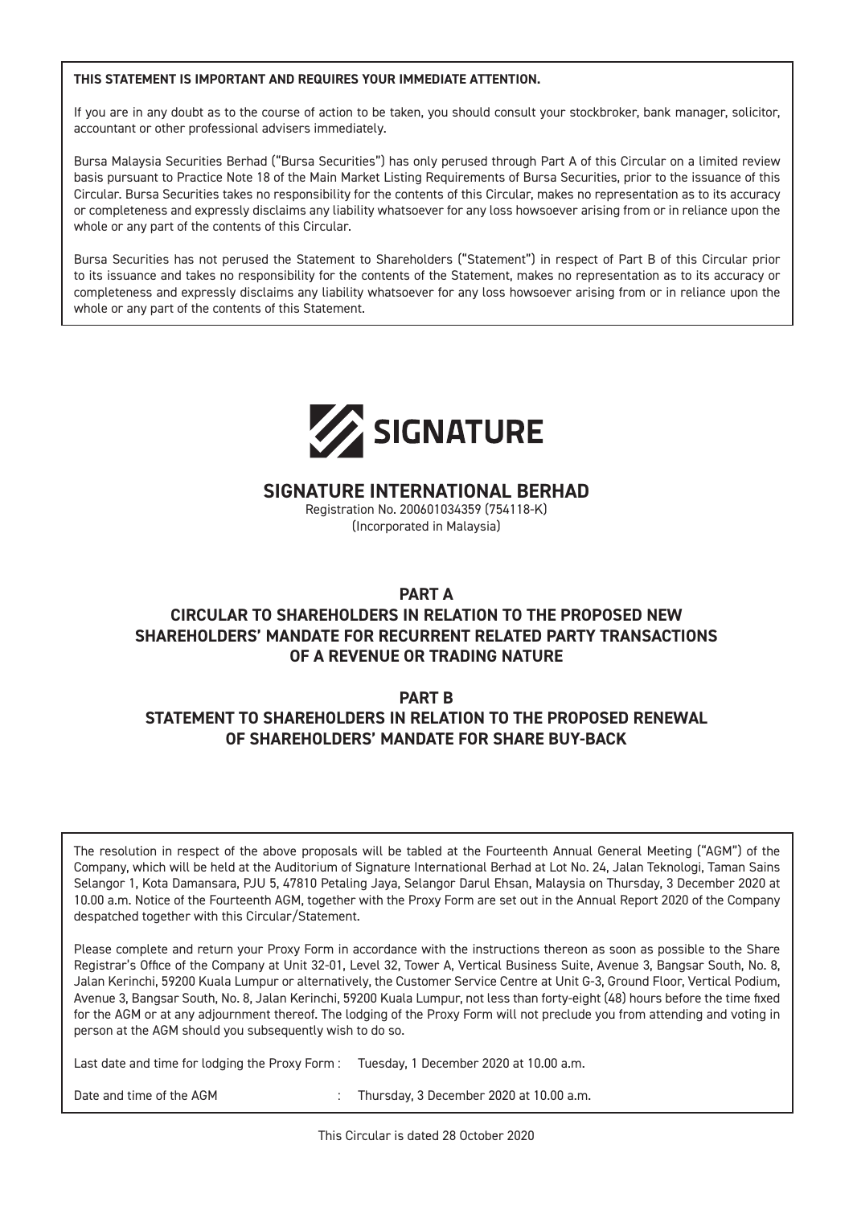**THIS STATEMENT IS IMPORTANT AND REQUIRES YOUR IMMEDIATE ATTENTION.**

If you are in any doubt as to the course of action to be taken, you should consult your stockbroker, bank manager, solicitor, accountant or other professional advisers immediately.

Bursa Malaysia Securities Berhad ("Bursa Securities") has only perused through Part A of this Circular on a limited review basis pursuant to Practice Note 18 of the Main Market Listing Requirements of Bursa Securities, prior to the issuance of this Circular. Bursa Securities takes no responsibility for the contents of this Circular, makes no representation as to its accuracy or completeness and expressly disclaims any liability whatsoever for any loss howsoever arising from or in reliance upon the whole or any part of the contents of this Circular.

Bursa Securities has not perused the Statement to Shareholders ("Statement") in respect of Part B of this Circular prior to its issuance and takes no responsibility for the contents of the Statement, makes no representation as to its accuracy or completeness and expressly disclaims any liability whatsoever for any loss howsoever arising from or in reliance upon the whole or any part of the contents of this Statement.

SIGNATURE

# SIGNATURE INTERNATIONAL BERHAD

Registration No. 200601034359 (754118-K)
(Incorporated in Malaysia)

## PART A
## CIRCULAR TO SHAREHOLDERS IN RELATION TO THE PROPOSED NEW SHAREHOLDERS' MANDATE FOR RECURRENT RELATED PARTY TRANSACTIONS OF A REVENUE OR TRADING NATURE

## PART B
## STATEMENT TO SHAREHOLDERS IN RELATION TO THE PROPOSED RENEWAL OF SHAREHOLDERS' MANDATE FOR SHARE BUY-BACK

The resolution in respect of the above proposals will be tabled at the Fourteenth Annual General Meeting ("AGM") of the Company, which will be held at the Auditorium of Signature International Berhad at Lot No. 24, Jalan Teknologi, Taman Sains Selangor 1, Kota Damansara, PJU 5, 47810 Petaling Jaya, Selangor Darul Ehsan, Malaysia on Thursday, 3 December 2020 at 10.00 a.m. Notice of the Fourteenth AGM, together with the Proxy Form are set out in the Annual Report 2020 of the Company despatched together with this Circular/Statement.

Please complete and return your Proxy Form in accordance with the instructions thereon as soon as possible to the Share Registrar's Office of the Company at Unit 32-01, Level 32, Tower A, Vertical Business Suite, Avenue 3, Bangsar South, No. 8, Jalan Kerinchi, 59200 Kuala Lumpur or alternatively, the Customer Service Centre at Unit G-3, Ground Floor, Vertical Podium, Avenue 3, Bangsar South, No. 8, Jalan Kerinchi, 59200 Kuala Lumpur, not less than forty-eight (48) hours before the time fixed for the AGM or at any adjournment thereof. The lodging of the Proxy Form will not preclude you from attending and voting in person at the AGM should you subsequently wish to do so.

Last date and time for lodging the Proxy Form : Tuesday, 1 December 2020 at 10.00 a.m.

Date and time of the AGM : Thursday, 3 December 2020 at 10.00 a.m.

This Circular is dated 28 October 2020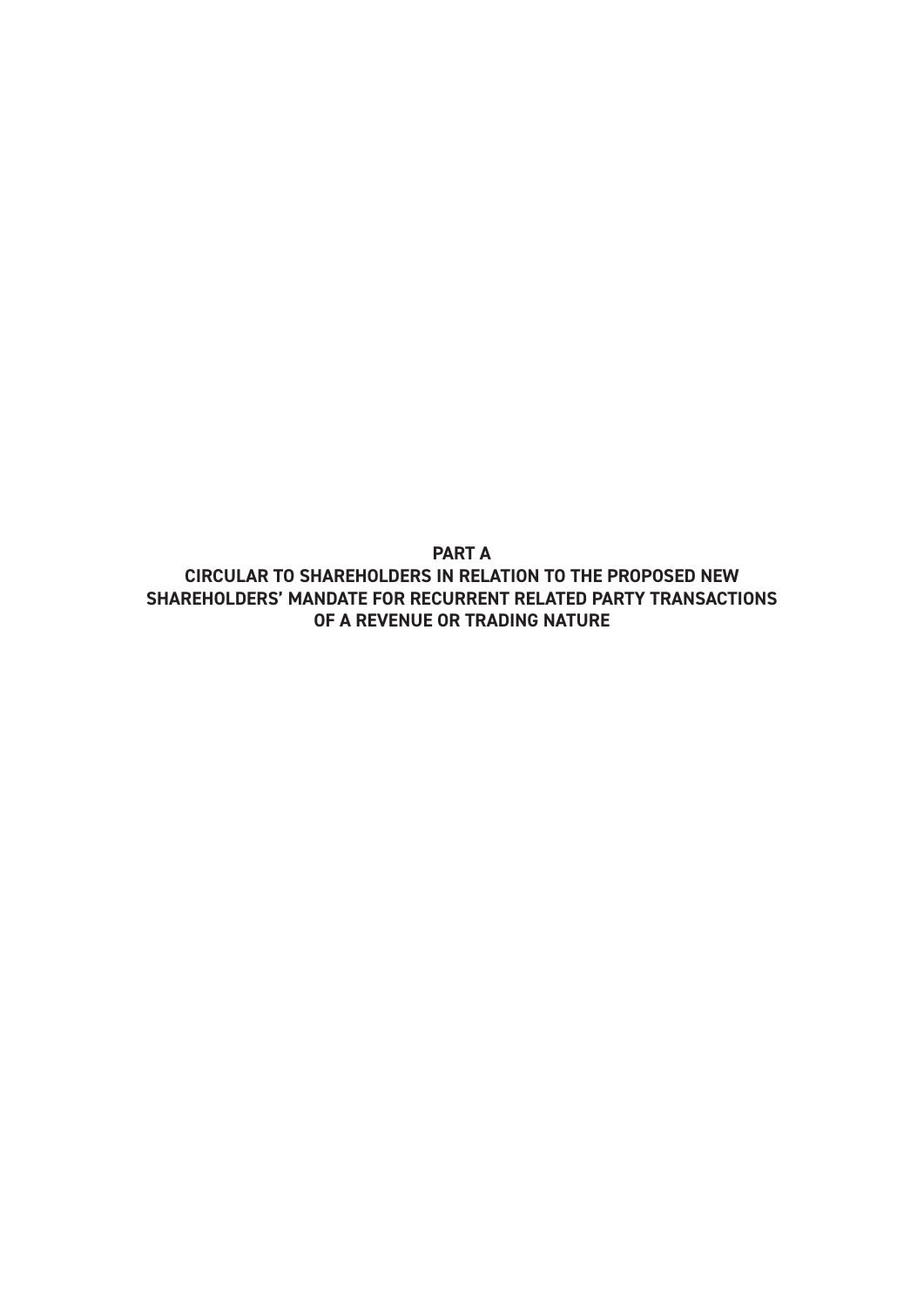# PART A

## CIRCULAR TO SHAREHOLDERS IN RELATION TO THE PROPOSED NEW SHAREHOLDERS' MANDATE FOR RECURRENT RELATED PARTY TRANSACTIONS OF A REVENUE OR TRADING NATURE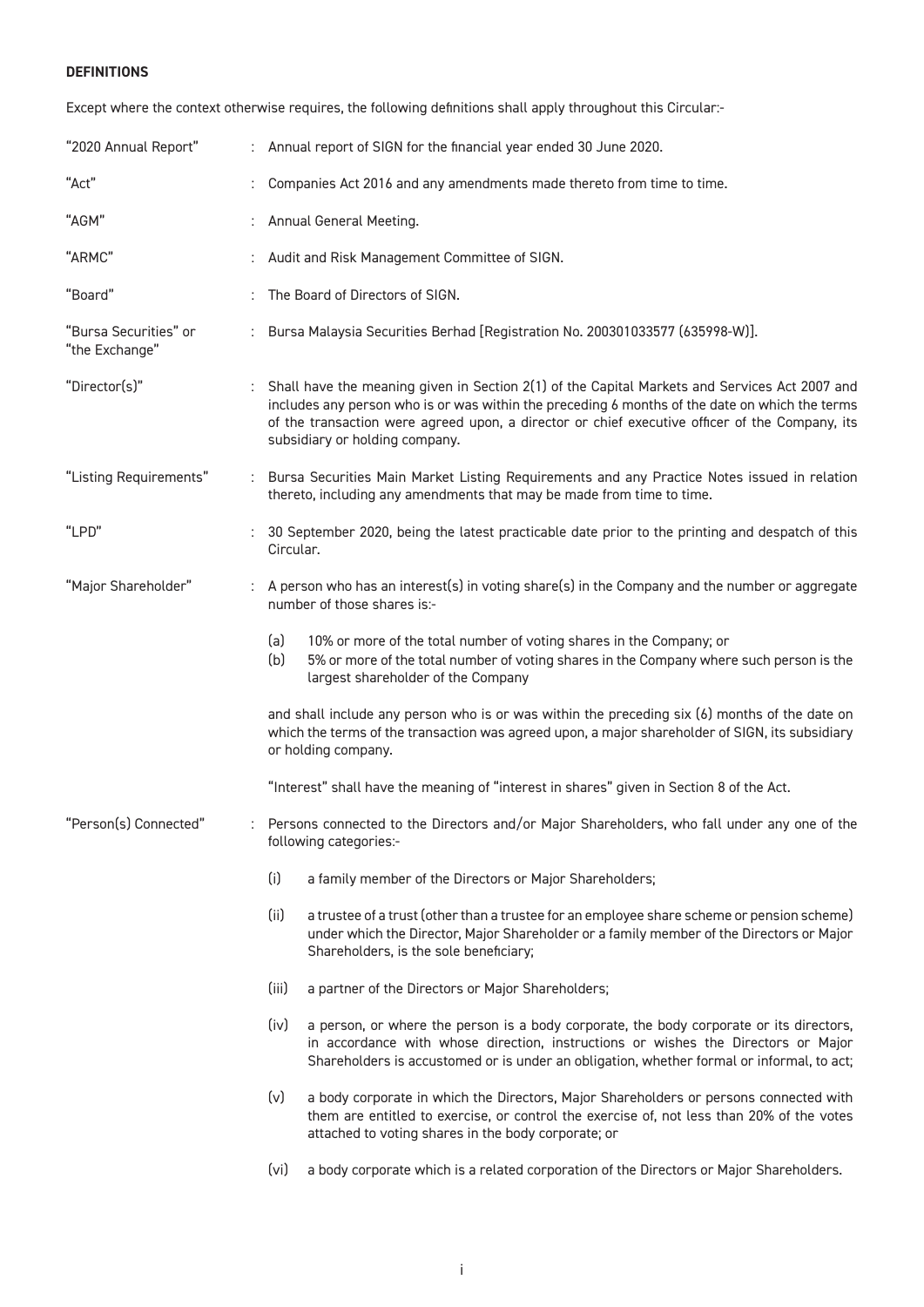**DEFINITIONS**

Except where the context otherwise requires, the following definitions shall apply throughout this Circular:-

| | | |
|---|---|---|
| "2020 Annual Report" | : | Annual report of SIGN for the financial year ended 30 June 2020. |
| "Act" | : | Companies Act 2016 and any amendments made thereto from time to time. |
| "AGM" | : | Annual General Meeting. |
| "ARMC" | : | Audit and Risk Management Committee of SIGN. |
| "Board" | : | The Board of Directors of SIGN. |
| "Bursa Securities" or "the Exchange" | : | Bursa Malaysia Securities Berhad [Registration No. 200301033577 (635998-W)]. |
| "Director(s)" | : | Shall have the meaning given in Section 2(1) of the Capital Markets and Services Act 2007 and includes any person who is or was within the preceding 6 months of the date on which the terms of the transaction were agreed upon, a director or chief executive officer of the Company, its subsidiary or holding company. |
| "Listing Requirements" | : | Bursa Securities Main Market Listing Requirements and any Practice Notes issued in relation thereto, including any amendments that may be made from time to time. |
| "LPD" | : | 30 September 2020, being the latest practicable date prior to the printing and despatch of this Circular. |
| "Major Shareholder" | : | A person who has an interest(s) in voting share(s) in the Company and the number or aggregate number of those shares is:-<br>(a) 10% or more of the total number of voting shares in the Company; or<br>(b) 5% or more of the total number of voting shares in the Company where such person is the largest shareholder of the Company<br>and shall include any person who is or was within the preceding six (6) months of the date on which the terms of the transaction was agreed upon, a major shareholder of SIGN, its subsidiary or holding company.<br>"Interest" shall have the meaning of "interest in shares" given in Section 8 of the Act. |
| "Person(s) Connected" | : | Persons connected to the Directors and/or Major Shareholders, who fall under any one of the following categories:-<br>(i) a family member of the Directors or Major Shareholders;<br>(ii) a trustee of a trust (other than a trustee for an employee share scheme or pension scheme) under which the Director, Major Shareholder or a family member of the Directors or Major Shareholders, is the sole beneficiary;<br>(iii) a partner of the Directors or Major Shareholders;<br>(iv) a person, or where the person is a body corporate, the body corporate or its directors, in accordance with whose direction, instructions or wishes the Directors or Major Shareholders is accustomed or is under an obligation, whether formal or informal, to act;<br>(v) a body corporate in which the Directors, Major Shareholders or persons connected with them are entitled to exercise, or control the exercise of, not less than 20% of the votes attached to voting shares in the body corporate; or<br>(vi) a body corporate which is a related corporation of the Directors or Major Shareholders. |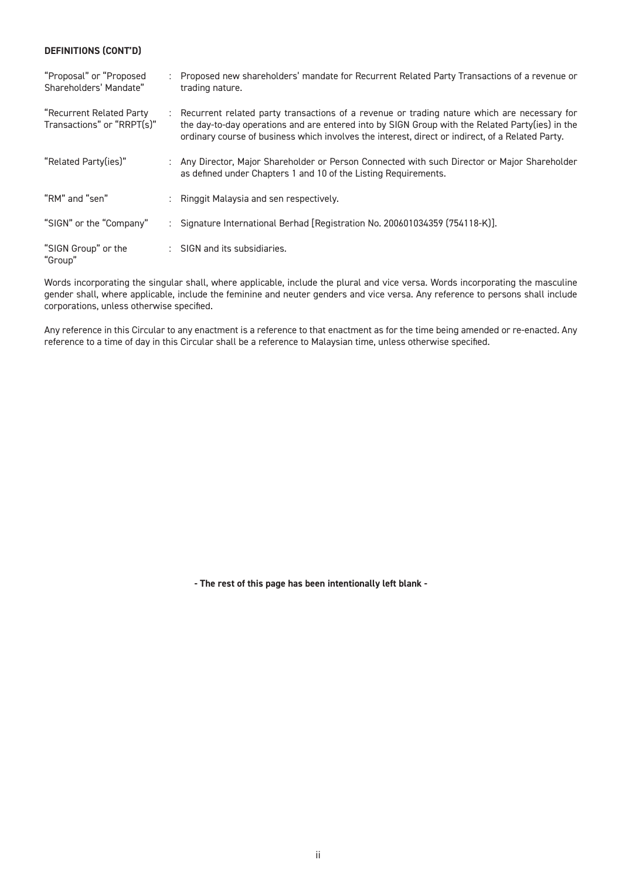**DEFINITIONS (CONT'D)**

| | | |
|---|---|---|
| "Proposal" or "Proposed Shareholders' Mandate" | : | Proposed new shareholders' mandate for Recurrent Related Party Transactions of a revenue or trading nature. |
| "Recurrent Related Party Transactions" or "RRPT(s)" | : | Recurrent related party transactions of a revenue or trading nature which are necessary for the day-to-day operations and are entered into by SIGN Group with the Related Party(ies) in the ordinary course of business which involves the interest, direct or indirect, of a Related Party. |
| "Related Party(ies)" | : | Any Director, Major Shareholder or Person Connected with such Director or Major Shareholder as defined under Chapters 1 and 10 of the Listing Requirements. |
| "RM" and "sen" | : | Ringgit Malaysia and sen respectively. |
| "SIGN" or the "Company" | : | Signature International Berhad [Registration No. 200601034359 (754118-K)]. |
| "SIGN Group" or the "Group" | : | SIGN and its subsidiaries. |

Words incorporating the singular shall, where applicable, include the plural and vice versa. Words incorporating the masculine gender shall, where applicable, include the feminine and neuter genders and vice versa. Any reference to persons shall include corporations, unless otherwise specified.

Any reference in this Circular to any enactment is a reference to that enactment as for the time being amended or re-enacted. Any reference to a time of day in this Circular shall be a reference to Malaysian time, unless otherwise specified.

**- The rest of this page has been intentionally left blank -**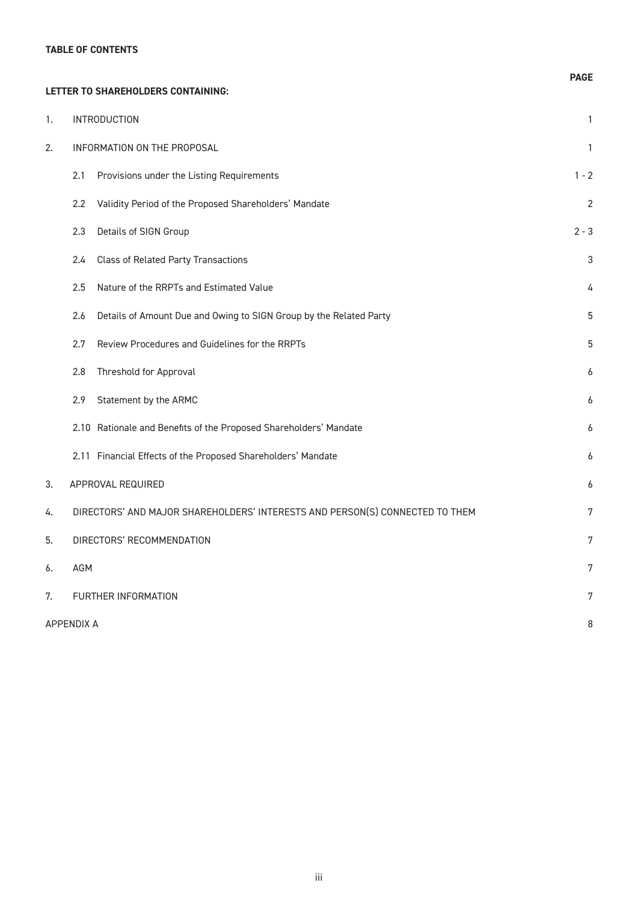**TABLE OF CONTENTS**

| **LETTER TO SHAREHOLDERS CONTAINING:** | | **PAGE** |
|---|---|---|
| 1. | INTRODUCTION | 1 |
| 2. | INFORMATION ON THE PROPOSAL | 1 |
| | 2.1 Provisions under the Listing Requirements | 1 - 2 |
| | 2.2 Validity Period of the Proposed Shareholders' Mandate | 2 |
| | 2.3 Details of SIGN Group | 2 - 3 |
| | 2.4 Class of Related Party Transactions | 3 |
| | 2.5 Nature of the RRPTs and Estimated Value | 4 |
| | 2.6 Details of Amount Due and Owing to SIGN Group by the Related Party | 5 |
| | 2.7 Review Procedures and Guidelines for the RRPTs | 5 |
| | 2.8 Threshold for Approval | 6 |
| | 2.9 Statement by the ARMC | 6 |
| | 2.10 Rationale and Benefits of the Proposed Shareholders' Mandate | 6 |
| | 2.11 Financial Effects of the Proposed Shareholders' Mandate | 6 |
| 3. | APPROVAL REQUIRED | 6 |
| 4. | DIRECTORS' AND MAJOR SHAREHOLDERS' INTERESTS AND PERSON(S) CONNECTED TO THEM | 7 |
| 5. | DIRECTORS' RECOMMENDATION | 7 |
| 6. | AGM | 7 |
| 7. | FURTHER INFORMATION | 7 |
| APPENDIX A | | 8 |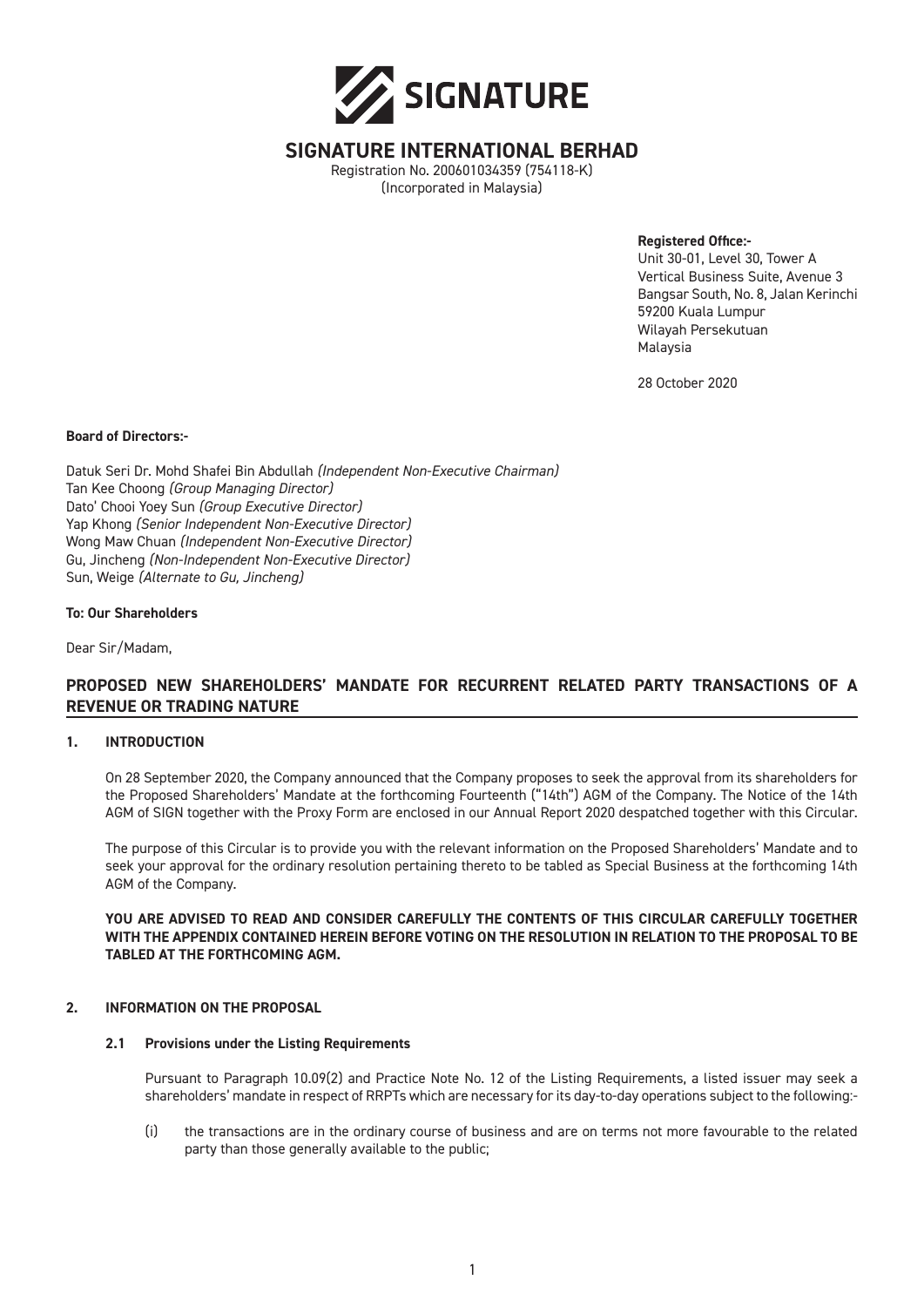# SIGNATURE

## SIGNATURE INTERNATIONAL BERHAD

Registration No. 200601034359 (754118-K)
(Incorporated in Malaysia)

**Registered Office:-**
Unit 30-01, Level 30, Tower A
Vertical Business Suite, Avenue 3
Bangsar South, No. 8, Jalan Kerinchi
59200 Kuala Lumpur
Wilayah Persekutuan
Malaysia

28 October 2020

**Board of Directors:-**

Datuk Seri Dr. Mohd Shafei Bin Abdullah *(Independent Non-Executive Chairman)*
Tan Kee Choong *(Group Managing Director)*
Dato' Chooi Yoey Sun *(Group Executive Director)*
Yap Khong *(Senior Independent Non-Executive Director)*
Wong Maw Chuan *(Independent Non-Executive Director)*
Gu, Jincheng *(Non-Independent Non-Executive Director)*
Sun, Weige *(Alternate to Gu, Jincheng)*

**To: Our Shareholders**

Dear Sir/Madam,

**PROPOSED NEW SHAREHOLDERS' MANDATE FOR RECURRENT RELATED PARTY TRANSACTIONS OF A REVENUE OR TRADING NATURE**

### 1. INTRODUCTION

On 28 September 2020, the Company announced that the Company proposes to seek the approval from its shareholders for the Proposed Shareholders' Mandate at the forthcoming Fourteenth ("14th") AGM of the Company. The Notice of the 14th AGM of SIGN together with the Proxy Form are enclosed in our Annual Report 2020 despatched together with this Circular.

The purpose of this Circular is to provide you with the relevant information on the Proposed Shareholders' Mandate and to seek your approval for the ordinary resolution pertaining thereto to be tabled as Special Business at the forthcoming 14th AGM of the Company.

**YOU ARE ADVISED TO READ AND CONSIDER CAREFULLY THE CONTENTS OF THIS CIRCULAR CAREFULLY TOGETHER WITH THE APPENDIX CONTAINED HEREIN BEFORE VOTING ON THE RESOLUTION IN RELATION TO THE PROPOSAL TO BE TABLED AT THE FORTHCOMING AGM.**

### 2. INFORMATION ON THE PROPOSAL

#### 2.1 Provisions under the Listing Requirements

Pursuant to Paragraph 10.09(2) and Practice Note No. 12 of the Listing Requirements, a listed issuer may seek a shareholders' mandate in respect of RRPTs which are necessary for its day-to-day operations subject to the following:-

(i) the transactions are in the ordinary course of business and are on terms not more favourable to the related party than those generally available to the public;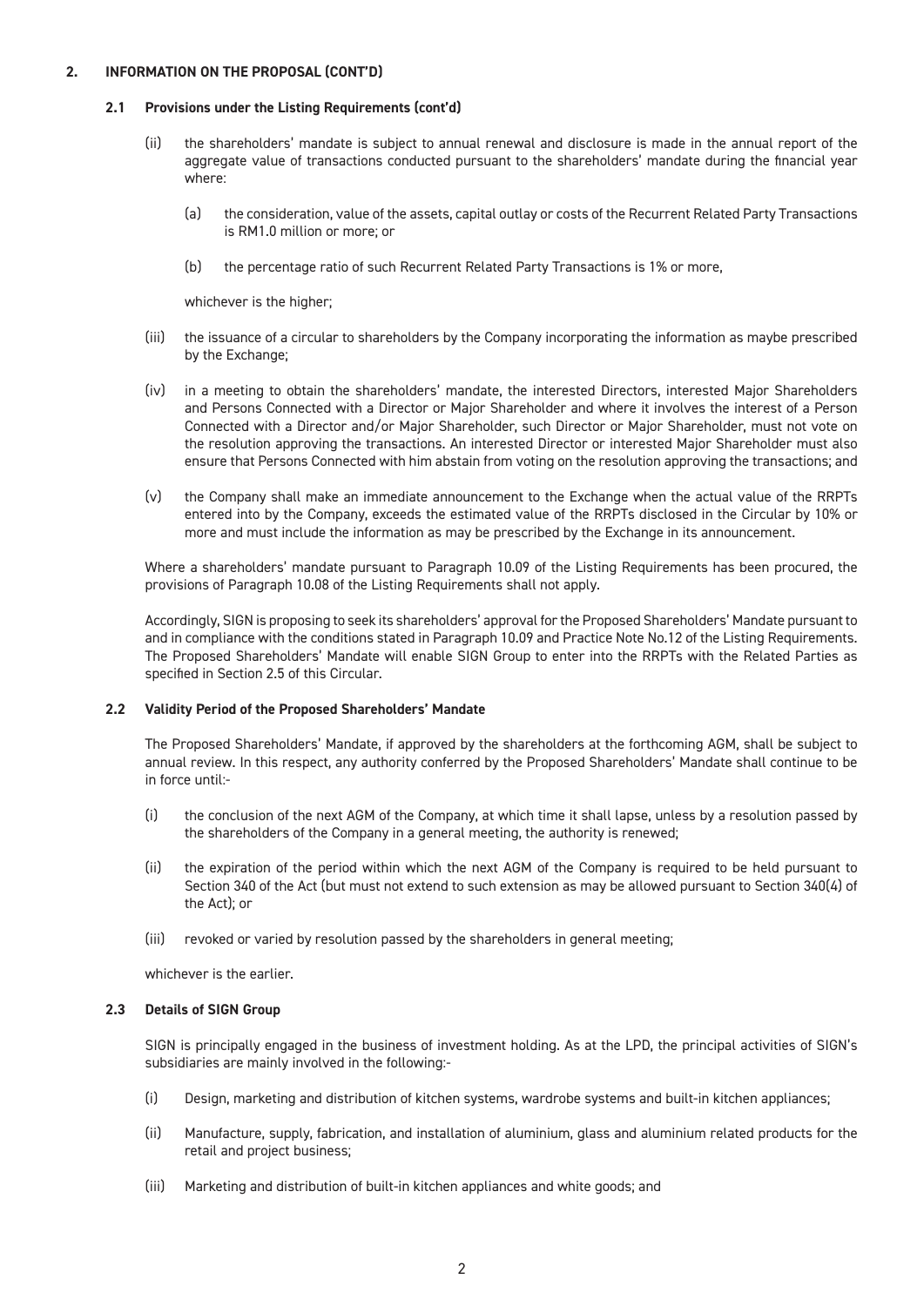## 2. INFORMATION ON THE PROPOSAL (CONT'D)

### 2.1 Provisions under the Listing Requirements (cont'd)

(ii) the shareholders' mandate is subject to annual renewal and disclosure is made in the annual report of the aggregate value of transactions conducted pursuant to the shareholders' mandate during the financial year where:

(a) the consideration, value of the assets, capital outlay or costs of the Recurrent Related Party Transactions is RM1.0 million or more; or

(b) the percentage ratio of such Recurrent Related Party Transactions is 1% or more,

whichever is the higher;

(iii) the issuance of a circular to shareholders by the Company incorporating the information as maybe prescribed by the Exchange;

(iv) in a meeting to obtain the shareholders' mandate, the interested Directors, interested Major Shareholders and Persons Connected with a Director or Major Shareholder and where it involves the interest of a Person Connected with a Director and/or Major Shareholder, such Director or Major Shareholder, must not vote on the resolution approving the transactions. An interested Director or interested Major Shareholder must also ensure that Persons Connected with him abstain from voting on the resolution approving the transactions; and

(v) the Company shall make an immediate announcement to the Exchange when the actual value of the RRPTs entered into by the Company, exceeds the estimated value of the RRPTs disclosed in the Circular by 10% or more and must include the information as may be prescribed by the Exchange in its announcement.

Where a shareholders' mandate pursuant to Paragraph 10.09 of the Listing Requirements has been procured, the provisions of Paragraph 10.08 of the Listing Requirements shall not apply.

Accordingly, SIGN is proposing to seek its shareholders' approval for the Proposed Shareholders' Mandate pursuant to and in compliance with the conditions stated in Paragraph 10.09 and Practice Note No.12 of the Listing Requirements. The Proposed Shareholders' Mandate will enable SIGN Group to enter into the RRPTs with the Related Parties as specified in Section 2.5 of this Circular.

### 2.2 Validity Period of the Proposed Shareholders' Mandate

The Proposed Shareholders' Mandate, if approved by the shareholders at the forthcoming AGM, shall be subject to annual review. In this respect, any authority conferred by the Proposed Shareholders' Mandate shall continue to be in force until:-

(i) the conclusion of the next AGM of the Company, at which time it shall lapse, unless by a resolution passed by the shareholders of the Company in a general meeting, the authority is renewed;

(ii) the expiration of the period within which the next AGM of the Company is required to be held pursuant to Section 340 of the Act (but must not extend to such extension as may be allowed pursuant to Section 340(4) of the Act); or

(iii) revoked or varied by resolution passed by the shareholders in general meeting;

whichever is the earlier.

### 2.3 Details of SIGN Group

SIGN is principally engaged in the business of investment holding. As at the LPD, the principal activities of SIGN's subsidiaries are mainly involved in the following:-

(i) Design, marketing and distribution of kitchen systems, wardrobe systems and built-in kitchen appliances;

(ii) Manufacture, supply, fabrication, and installation of aluminium, glass and aluminium related products for the retail and project business;

(iii) Marketing and distribution of built-in kitchen appliances and white goods; and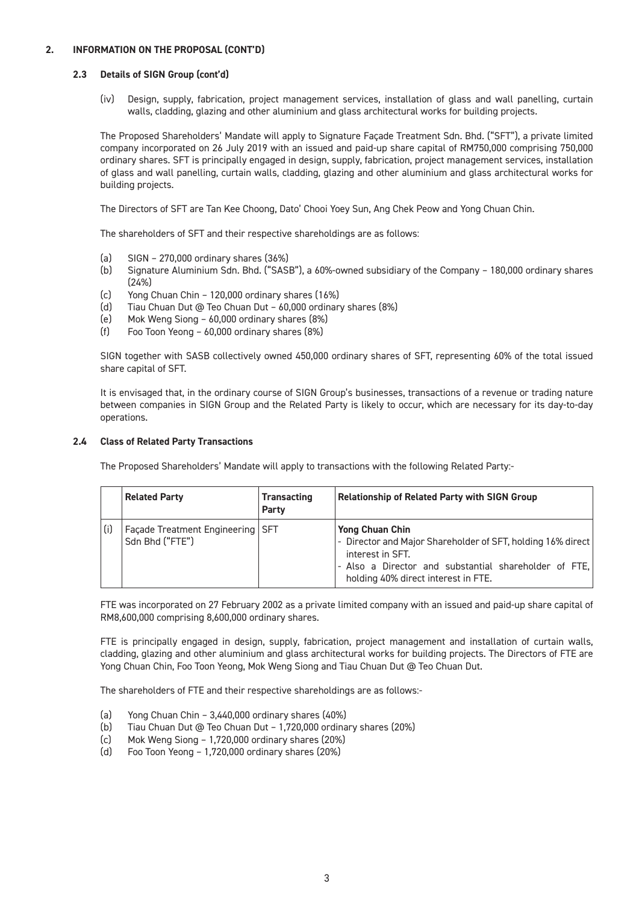## 2. INFORMATION ON THE PROPOSAL (CONT'D)

### 2.3 Details of SIGN Group (cont'd)

(iv) Design, supply, fabrication, project management services, installation of glass and wall panelling, curtain walls, cladding, glazing and other aluminium and glass architectural works for building projects.

The Proposed Shareholders' Mandate will apply to Signature Façade Treatment Sdn. Bhd. ("SFT"), a private limited company incorporated on 26 July 2019 with an issued and paid-up share capital of RM750,000 comprising 750,000 ordinary shares. SFT is principally engaged in design, supply, fabrication, project management services, installation of glass and wall panelling, curtain walls, cladding, glazing and other aluminium and glass architectural works for building projects.

The Directors of SFT are Tan Kee Choong, Dato' Chooi Yoey Sun, Ang Chek Peow and Yong Chuan Chin.

The shareholders of SFT and their respective shareholdings are as follows:

(a) SIGN – 270,000 ordinary shares (36%)
(b) Signature Aluminium Sdn. Bhd. ("SASB"), a 60%-owned subsidiary of the Company – 180,000 ordinary shares (24%)
(c) Yong Chuan Chin – 120,000 ordinary shares (16%)
(d) Tiau Chuan Dut @ Teo Chuan Dut – 60,000 ordinary shares (8%)
(e) Mok Weng Siong – 60,000 ordinary shares (8%)
(f) Foo Toon Yeong – 60,000 ordinary shares (8%)

SIGN together with SASB collectively owned 450,000 ordinary shares of SFT, representing 60% of the total issued share capital of SFT.

It is envisaged that, in the ordinary course of SIGN Group's businesses, transactions of a revenue or trading nature between companies in SIGN Group and the Related Party is likely to occur, which are necessary for its day-to-day operations.

### 2.4 Class of Related Party Transactions

The Proposed Shareholders' Mandate will apply to transactions with the following Related Party:-

| | Related Party | Transacting Party | Relationship of Related Party with SIGN Group |
|---|---|---|---|
| (i) | Façade Treatment Engineering Sdn Bhd ("FTE") | SFT | **Yong Chuan Chin**<br>- Director and Major Shareholder of SFT, holding 16% direct interest in SFT.<br>- Also a Director and substantial shareholder of FTE, holding 40% direct interest in FTE. |

FTE was incorporated on 27 February 2002 as a private limited company with an issued and paid-up share capital of RM8,600,000 comprising 8,600,000 ordinary shares.

FTE is principally engaged in design, supply, fabrication, project management and installation of curtain walls, cladding, glazing and other aluminium and glass architectural works for building projects. The Directors of FTE are Yong Chuan Chin, Foo Toon Yeong, Mok Weng Siong and Tiau Chuan Dut @ Teo Chuan Dut.

The shareholders of FTE and their respective shareholdings are as follows:-

(a) Yong Chuan Chin – 3,440,000 ordinary shares (40%)
(b) Tiau Chuan Dut @ Teo Chuan Dut – 1,720,000 ordinary shares (20%)
(c) Mok Weng Siong – 1,720,000 ordinary shares (20%)
(d) Foo Toon Yeong – 1,720,000 ordinary shares (20%)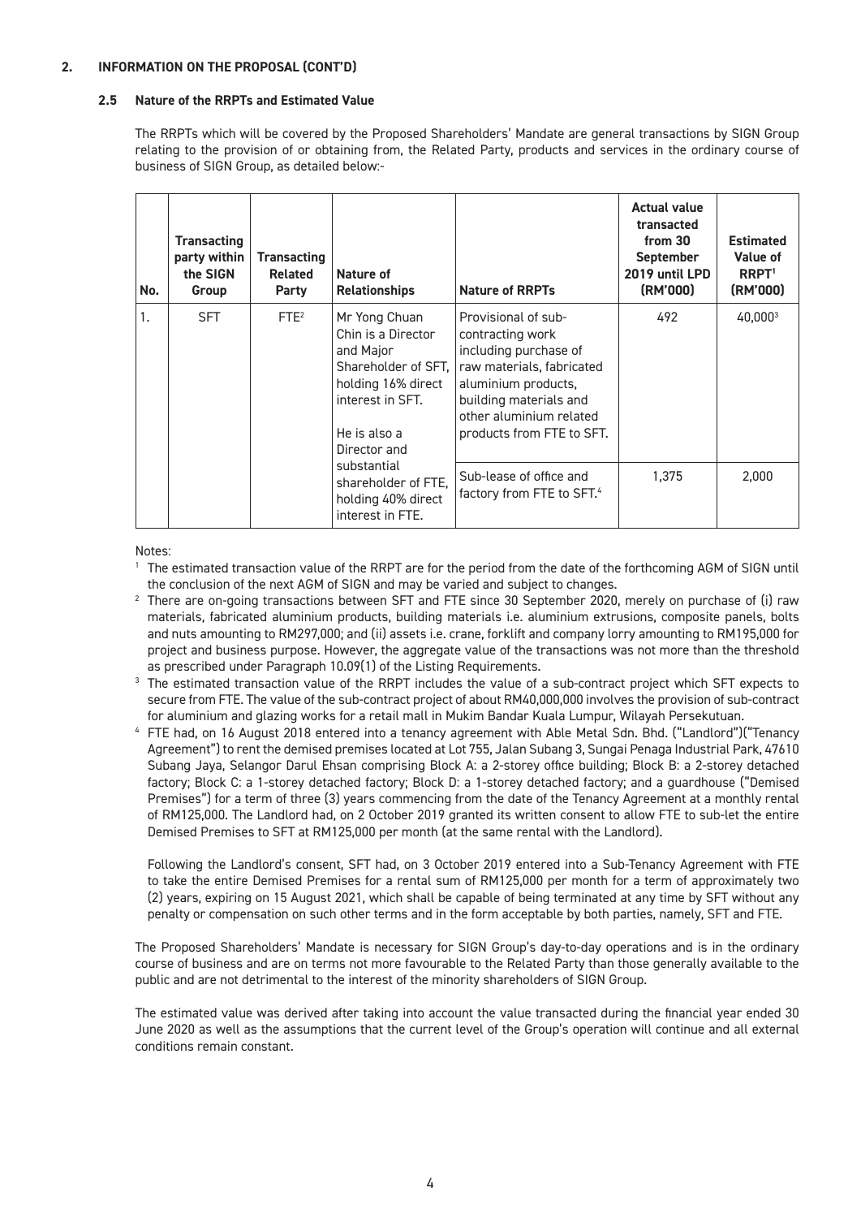## 2. INFORMATION ON THE PROPOSAL (CONT'D)

### 2.5 Nature of the RRPTs and Estimated Value

The RRPTs which will be covered by the Proposed Shareholders' Mandate are general transactions by SIGN Group relating to the provision of or obtaining from, the Related Party, products and services in the ordinary course of business of SIGN Group, as detailed below:-

| No. | Transacting party within the SIGN Group | Transacting Related Party | Nature of Relationships | Nature of RRPTs | Actual value transacted from 30 September 2019 until LPD (RM'000) | Estimated Value of RRPT[1] (RM'000) |
|---|---|---|---|---|---|---|
| 1. | SFT | FTE[2] | Mr Yong Chuan Chin is a Director and Major Shareholder of SFT, holding 16% direct interest in SFT. He is also a Director and substantial shareholder of FTE, holding 40% direct interest in FTE. | Provisional of sub-contracting work including purchase of raw materials, fabricated aluminium products, building materials and other aluminium related products from FTE to SFT. | 492 | 40,000[3] |
| | | | | Sub-lease of office and factory from FTE to SFT.[4] | 1,375 | 2,000 |

Notes:

[1] The estimated transaction value of the RRPT are for the period from the date of the forthcoming AGM of SIGN until the conclusion of the next AGM of SIGN and may be varied and subject to changes.

[2] There are on-going transactions between SFT and FTE since 30 September 2020, merely on purchase of (i) raw materials, fabricated aluminium products, building materials i.e. aluminium extrusions, composite panels, bolts and nuts amounting to RM297,000; and (ii) assets i.e. crane, forklift and company lorry amounting to RM195,000 for project and business purpose. However, the aggregate value of the transactions was not more than the threshold as prescribed under Paragraph 10.09(1) of the Listing Requirements.

[3] The estimated transaction value of the RRPT includes the value of a sub-contract project which SFT expects to secure from FTE. The value of the sub-contract project of about RM40,000,000 involves the provision of sub-contract for aluminium and glazing works for a retail mall in Mukim Bandar Kuala Lumpur, Wilayah Persekutuan.

[4] FTE had, on 16 August 2018 entered into a tenancy agreement with Able Metal Sdn. Bhd. ("Landlord")("Tenancy Agreement") to rent the demised premises located at Lot 755, Jalan Subang 3, Sungai Penaga Industrial Park, 47610 Subang Jaya, Selangor Darul Ehsan comprising Block A: a 2-storey office building; Block B: a 2-storey detached factory; Block C: a 1-storey detached factory; Block D: a 1-storey detached factory; and a guardhouse ("Demised Premises") for a term of three (3) years commencing from the date of the Tenancy Agreement at a monthly rental of RM125,000. The Landlord had, on 2 October 2019 granted its written consent to allow FTE to sub-let the entire Demised Premises to SFT at RM125,000 per month (at the same rental with the Landlord).

Following the Landlord's consent, SFT had, on 3 October 2019 entered into a Sub-Tenancy Agreement with FTE to take the entire Demised Premises for a rental sum of RM125,000 per month for a term of approximately two (2) years, expiring on 15 August 2021, which shall be capable of being terminated at any time by SFT without any penalty or compensation on such other terms and in the form acceptable by both parties, namely, SFT and FTE.

The Proposed Shareholders' Mandate is necessary for SIGN Group's day-to-day operations and is in the ordinary course of business and are on terms not more favourable to the Related Party than those generally available to the public and are not detrimental to the interest of the minority shareholders of SIGN Group.

The estimated value was derived after taking into account the value transacted during the financial year ended 30 June 2020 as well as the assumptions that the current level of the Group's operation will continue and all external conditions remain constant.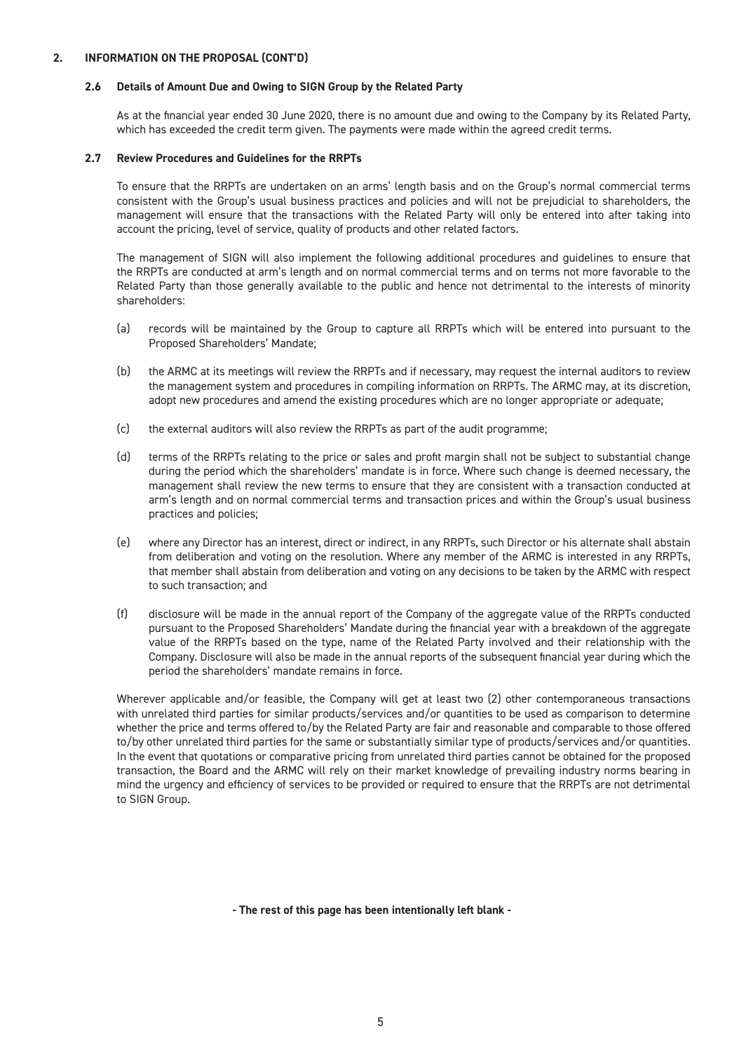## 2. INFORMATION ON THE PROPOSAL (CONT'D)

### 2.6 Details of Amount Due and Owing to SIGN Group by the Related Party

As at the financial year ended 30 June 2020, there is no amount due and owing to the Company by its Related Party, which has exceeded the credit term given. The payments were made within the agreed credit terms.

### 2.7 Review Procedures and Guidelines for the RRPTs

To ensure that the RRPTs are undertaken on an arms' length basis and on the Group's normal commercial terms consistent with the Group's usual business practices and policies and will not be prejudicial to shareholders, the management will ensure that the transactions with the Related Party will only be entered into after taking into account the pricing, level of service, quality of products and other related factors.

The management of SIGN will also implement the following additional procedures and guidelines to ensure that the RRPTs are conducted at arm's length and on normal commercial terms and on terms not more favorable to the Related Party than those generally available to the public and hence not detrimental to the interests of minority shareholders:

(a) records will be maintained by the Group to capture all RRPTs which will be entered into pursuant to the Proposed Shareholders' Mandate;

(b) the ARMC at its meetings will review the RRPTs and if necessary, may request the internal auditors to review the management system and procedures in compiling information on RRPTs. The ARMC may, at its discretion, adopt new procedures and amend the existing procedures which are no longer appropriate or adequate;

(c) the external auditors will also review the RRPTs as part of the audit programme;

(d) terms of the RRPTs relating to the price or sales and profit margin shall not be subject to substantial change during the period which the shareholders' mandate is in force. Where such change is deemed necessary, the management shall review the new terms to ensure that they are consistent with a transaction conducted at arm's length and on normal commercial terms and transaction prices and within the Group's usual business practices and policies;

(e) where any Director has an interest, direct or indirect, in any RRPTs, such Director or his alternate shall abstain from deliberation and voting on the resolution. Where any member of the ARMC is interested in any RRPTs, that member shall abstain from deliberation and voting on any decisions to be taken by the ARMC with respect to such transaction; and

(f) disclosure will be made in the annual report of the Company of the aggregate value of the RRPTs conducted pursuant to the Proposed Shareholders' Mandate during the financial year with a breakdown of the aggregate value of the RRPTs based on the type, name of the Related Party involved and their relationship with the Company. Disclosure will also be made in the annual reports of the subsequent financial year during which the period the shareholders' mandate remains in force.

Wherever applicable and/or feasible, the Company will get at least two (2) other contemporaneous transactions with unrelated third parties for similar products/services and/or quantities to be used as comparison to determine whether the price and terms offered to/by the Related Party are fair and reasonable and comparable to those offered to/by other unrelated third parties for the same or substantially similar type of products/services and/or quantities. In the event that quotations or comparative pricing from unrelated third parties cannot be obtained for the proposed transaction, the Board and the ARMC will rely on their market knowledge of prevailing industry norms bearing in mind the urgency and efficiency of services to be provided or required to ensure that the RRPTs are not detrimental to SIGN Group.

**- The rest of this page has been intentionally left blank -**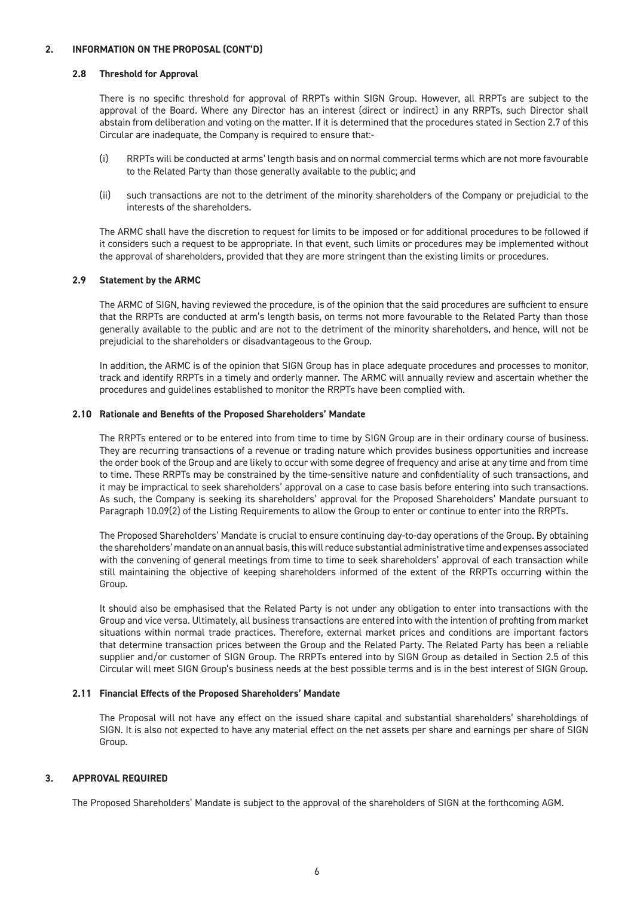## 2. INFORMATION ON THE PROPOSAL (CONT'D)

### 2.8 Threshold for Approval

There is no specific threshold for approval of RRPTs within SIGN Group. However, all RRPTs are subject to the approval of the Board. Where any Director has an interest (direct or indirect) in any RRPTs, such Director shall abstain from deliberation and voting on the matter. If it is determined that the procedures stated in Section 2.7 of this Circular are inadequate, the Company is required to ensure that:-

(i) RRPTs will be conducted at arms' length basis and on normal commercial terms which are not more favourable to the Related Party than those generally available to the public; and

(ii) such transactions are not to the detriment of the minority shareholders of the Company or prejudicial to the interests of the shareholders.

The ARMC shall have the discretion to request for limits to be imposed or for additional procedures to be followed if it considers such a request to be appropriate. In that event, such limits or procedures may be implemented without the approval of shareholders, provided that they are more stringent than the existing limits or procedures.

### 2.9 Statement by the ARMC

The ARMC of SIGN, having reviewed the procedure, is of the opinion that the said procedures are sufficient to ensure that the RRPTs are conducted at arm's length basis, on terms not more favourable to the Related Party than those generally available to the public and are not to the detriment of the minority shareholders, and hence, will not be prejudicial to the shareholders or disadvantageous to the Group.

In addition, the ARMC is of the opinion that SIGN Group has in place adequate procedures and processes to monitor, track and identify RRPTs in a timely and orderly manner. The ARMC will annually review and ascertain whether the procedures and guidelines established to monitor the RRPTs have been complied with.

### 2.10 Rationale and Benefits of the Proposed Shareholders' Mandate

The RRPTs entered or to be entered into from time to time by SIGN Group are in their ordinary course of business. They are recurring transactions of a revenue or trading nature which provides business opportunities and increase the order book of the Group and are likely to occur with some degree of frequency and arise at any time and from time to time. These RRPTs may be constrained by the time-sensitive nature and confidentiality of such transactions, and it may be impractical to seek shareholders' approval on a case to case basis before entering into such transactions. As such, the Company is seeking its shareholders' approval for the Proposed Shareholders' Mandate pursuant to Paragraph 10.09(2) of the Listing Requirements to allow the Group to enter or continue to enter into the RRPTs.

The Proposed Shareholders' Mandate is crucial to ensure continuing day-to-day operations of the Group. By obtaining the shareholders' mandate on an annual basis, this will reduce substantial administrative time and expenses associated with the convening of general meetings from time to time to seek shareholders' approval of each transaction while still maintaining the objective of keeping shareholders informed of the extent of the RRPTs occurring within the Group.

It should also be emphasised that the Related Party is not under any obligation to enter into transactions with the Group and vice versa. Ultimately, all business transactions are entered into with the intention of profiting from market situations within normal trade practices. Therefore, external market prices and conditions are important factors that determine transaction prices between the Group and the Related Party. The Related Party has been a reliable supplier and/or customer of SIGN Group. The RRPTs entered into by SIGN Group as detailed in Section 2.5 of this Circular will meet SIGN Group's business needs at the best possible terms and is in the best interest of SIGN Group.

### 2.11 Financial Effects of the Proposed Shareholders' Mandate

The Proposal will not have any effect on the issued share capital and substantial shareholders' shareholdings of SIGN. It is also not expected to have any material effect on the net assets per share and earnings per share of SIGN Group.

## 3. APPROVAL REQUIRED

The Proposed Shareholders' Mandate is subject to the approval of the shareholders of SIGN at the forthcoming AGM.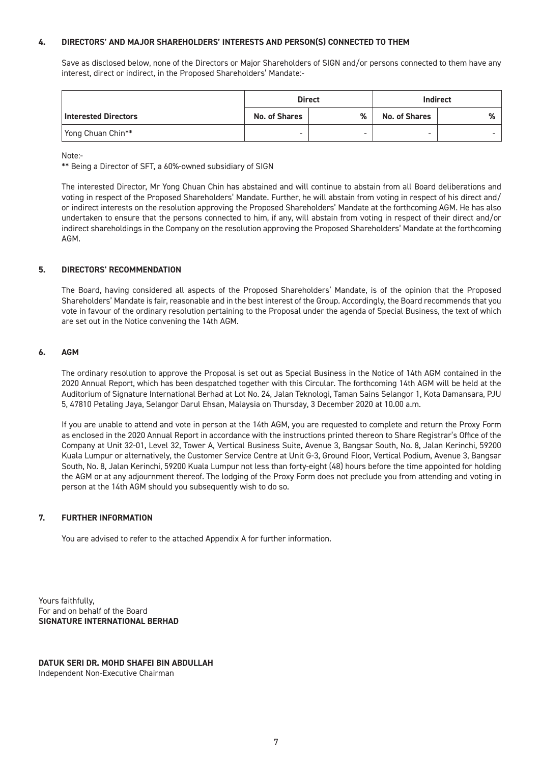## 4. DIRECTORS' AND MAJOR SHAREHOLDERS' INTERESTS AND PERSON(S) CONNECTED TO THEM

Save as disclosed below, none of the Directors or Major Shareholders of SIGN and/or persons connected to them have any interest, direct or indirect, in the Proposed Shareholders' Mandate:-

| | Direct | | Indirect | |
|---|---|---|---|---|
| **Interested Directors** | **No. of Shares** | **%** | **No. of Shares** | **%** |
| Yong Chuan Chin** | - | - | - | - |

Note:-

** Being a Director of SFT, a 60%-owned subsidiary of SIGN

The interested Director, Mr Yong Chuan Chin has abstained and will continue to abstain from all Board deliberations and voting in respect of the Proposed Shareholders' Mandate. Further, he will abstain from voting in respect of his direct and/or indirect interests on the resolution approving the Proposed Shareholders' Mandate at the forthcoming AGM. He has also undertaken to ensure that the persons connected to him, if any, will abstain from voting in respect of their direct and/or indirect shareholdings in the Company on the resolution approving the Proposed Shareholders' Mandate at the forthcoming AGM.

## 5. DIRECTORS' RECOMMENDATION

The Board, having considered all aspects of the Proposed Shareholders' Mandate, is of the opinion that the Proposed Shareholders' Mandate is fair, reasonable and in the best interest of the Group. Accordingly, the Board recommends that you vote in favour of the ordinary resolution pertaining to the Proposal under the agenda of Special Business, the text of which are set out in the Notice convening the 14th AGM.

## 6. AGM

The ordinary resolution to approve the Proposal is set out as Special Business in the Notice of 14th AGM contained in the 2020 Annual Report, which has been despatched together with this Circular. The forthcoming 14th AGM will be held at the Auditorium of Signature International Berhad at Lot No. 24, Jalan Teknologi, Taman Sains Selangor 1, Kota Damansara, PJU 5, 47810 Petaling Jaya, Selangor Darul Ehsan, Malaysia on Thursday, 3 December 2020 at 10.00 a.m.

If you are unable to attend and vote in person at the 14th AGM, you are requested to complete and return the Proxy Form as enclosed in the 2020 Annual Report in accordance with the instructions printed thereon to Share Registrar's Office of the Company at Unit 32-01, Level 32, Tower A, Vertical Business Suite, Avenue 3, Bangsar South, No. 8, Jalan Kerinchi, 59200 Kuala Lumpur or alternatively, the Customer Service Centre at Unit G-3, Ground Floor, Vertical Podium, Avenue 3, Bangsar South, No. 8, Jalan Kerinchi, 59200 Kuala Lumpur not less than forty-eight (48) hours before the time appointed for holding the AGM or at any adjournment thereof. The lodging of the Proxy Form does not preclude you from attending and voting in person at the 14th AGM should you subsequently wish to do so.

## 7. FURTHER INFORMATION

You are advised to refer to the attached Appendix A for further information.

Yours faithfully,
For and on behalf of the Board
**SIGNATURE INTERNATIONAL BERHAD**

**DATUK SERI DR. MOHD SHAFEI BIN ABDULLAH**
Independent Non-Executive Chairman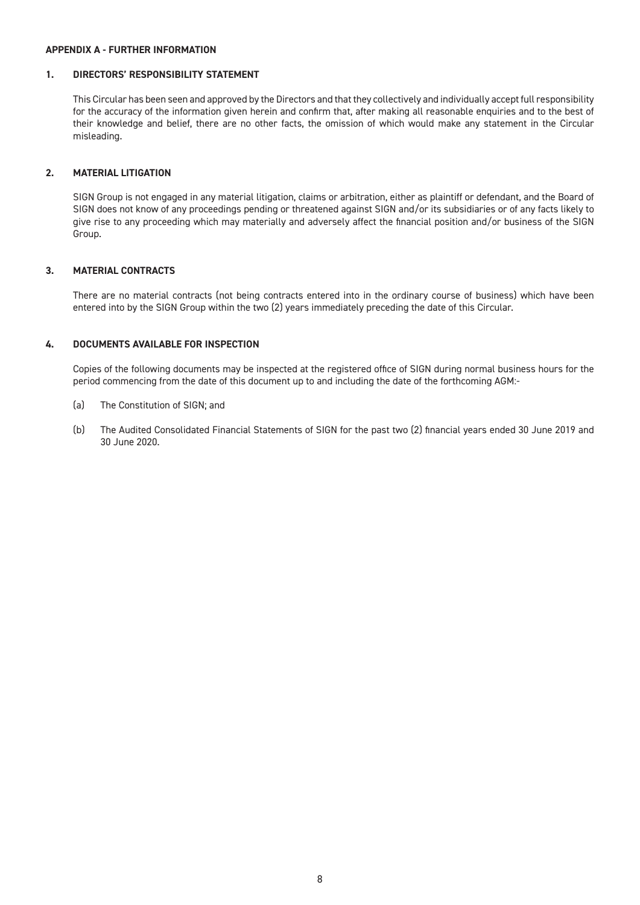## APPENDIX A - FURTHER INFORMATION

### 1. DIRECTORS' RESPONSIBILITY STATEMENT

This Circular has been seen and approved by the Directors and that they collectively and individually accept full responsibility for the accuracy of the information given herein and confirm that, after making all reasonable enquiries and to the best of their knowledge and belief, there are no other facts, the omission of which would make any statement in the Circular misleading.

### 2. MATERIAL LITIGATION

SIGN Group is not engaged in any material litigation, claims or arbitration, either as plaintiff or defendant, and the Board of SIGN does not know of any proceedings pending or threatened against SIGN and/or its subsidiaries or of any facts likely to give rise to any proceeding which may materially and adversely affect the financial position and/or business of the SIGN Group.

### 3. MATERIAL CONTRACTS

There are no material contracts (not being contracts entered into in the ordinary course of business) which have been entered into by the SIGN Group within the two (2) years immediately preceding the date of this Circular.

### 4. DOCUMENTS AVAILABLE FOR INSPECTION

Copies of the following documents may be inspected at the registered office of SIGN during normal business hours for the period commencing from the date of this document up to and including the date of the forthcoming AGM:-

(a) The Constitution of SIGN; and

(b) The Audited Consolidated Financial Statements of SIGN for the past two (2) financial years ended 30 June 2019 and 30 June 2020.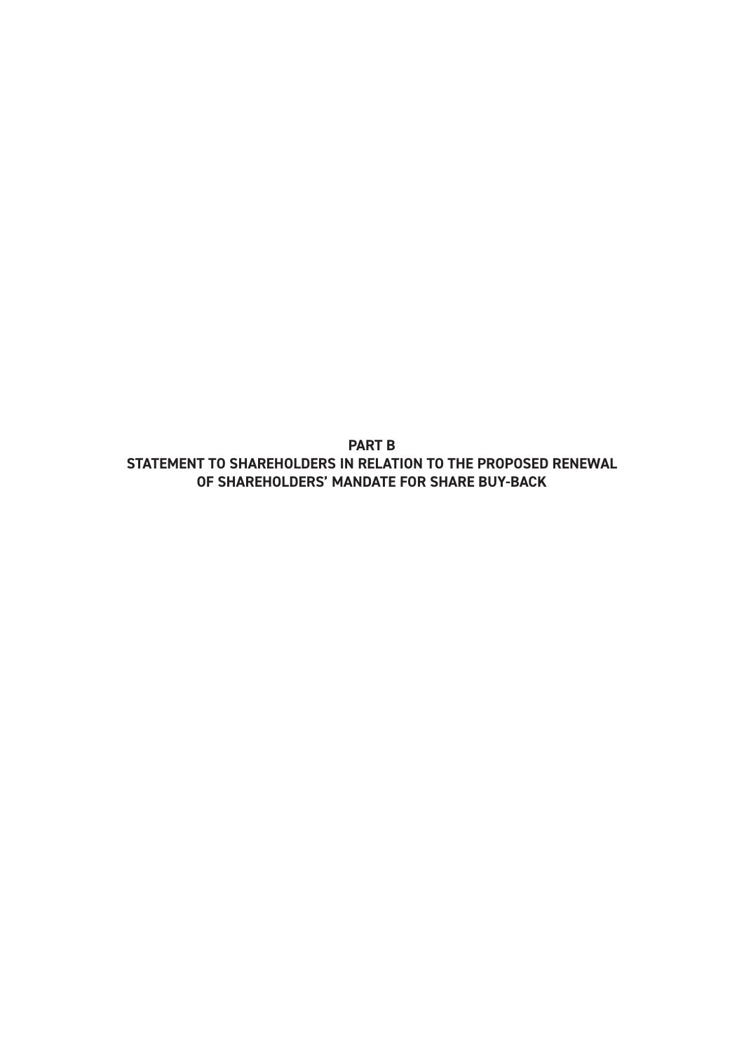# PART B

# STATEMENT TO SHAREHOLDERS IN RELATION TO THE PROPOSED RENEWAL OF SHAREHOLDERS' MANDATE FOR SHARE BUY-BACK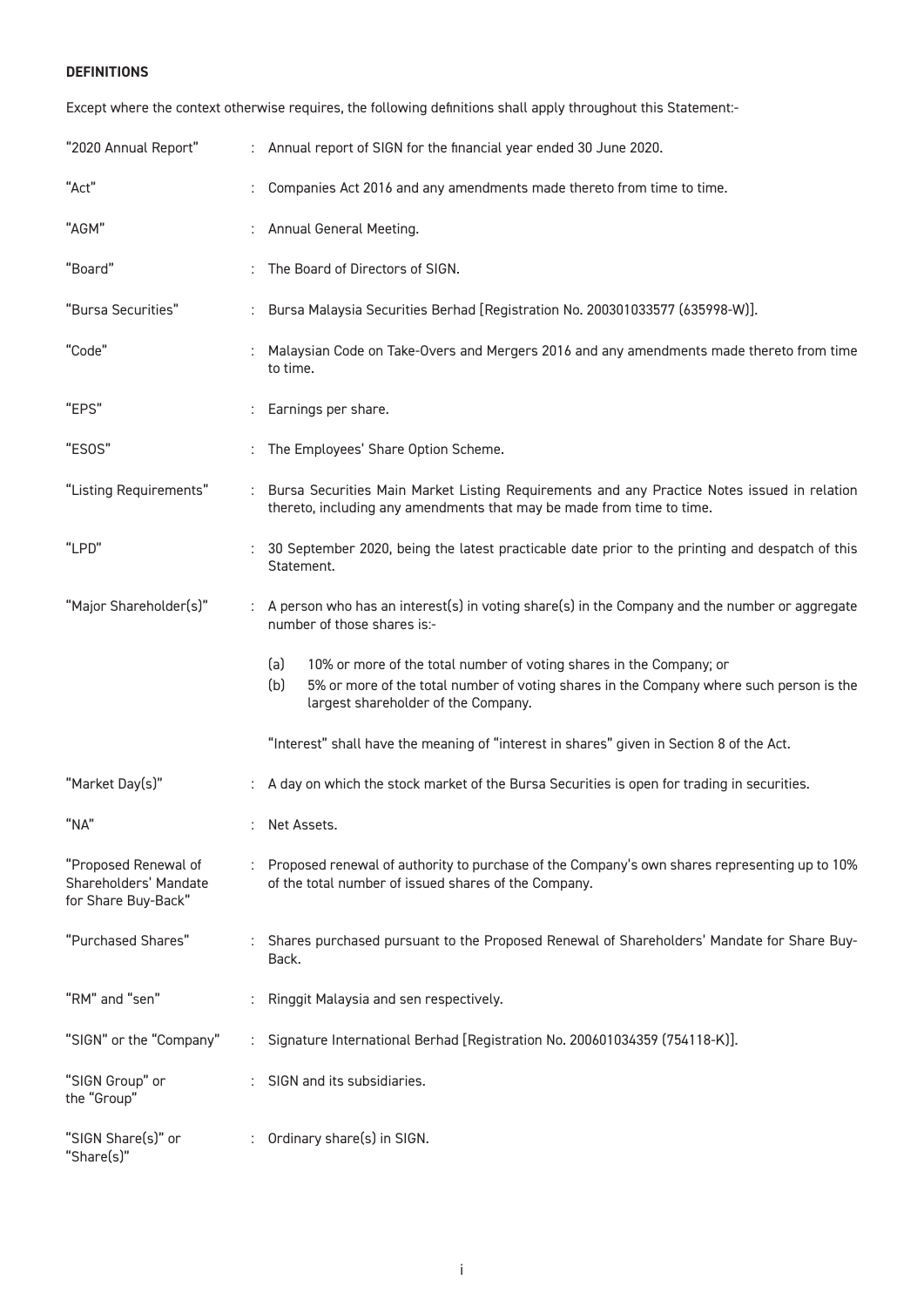**DEFINITIONS**

Except where the context otherwise requires, the following definitions shall apply throughout this Statement:-

| | | |
|---|---|---|
| "2020 Annual Report" | : | Annual report of SIGN for the financial year ended 30 June 2020. |
| "Act" | : | Companies Act 2016 and any amendments made thereto from time to time. |
| "AGM" | : | Annual General Meeting. |
| "Board" | : | The Board of Directors of SIGN. |
| "Bursa Securities" | : | Bursa Malaysia Securities Berhad [Registration No. 200301033577 (635998-W)]. |
| "Code" | : | Malaysian Code on Take-Overs and Mergers 2016 and any amendments made thereto from time to time. |
| "EPS" | : | Earnings per share. |
| "ESOS" | : | The Employees' Share Option Scheme. |
| "Listing Requirements" | : | Bursa Securities Main Market Listing Requirements and any Practice Notes issued in relation thereto, including any amendments that may be made from time to time. |
| "LPD" | : | 30 September 2020, being the latest practicable date prior to the printing and despatch of this Statement. |
| "Major Shareholder(s)" | : | A person who has an interest(s) in voting share(s) in the Company and the number or aggregate number of those shares is:-<br><br>(a) 10% or more of the total number of voting shares in the Company; or<br>(b) 5% or more of the total number of voting shares in the Company where such person is the largest shareholder of the Company.<br><br>"Interest" shall have the meaning of "interest in shares" given in Section 8 of the Act. |
| "Market Day(s)" | : | A day on which the stock market of the Bursa Securities is open for trading in securities. |
| "NA" | : | Net Assets. |
| "Proposed Renewal of Shareholders' Mandate for Share Buy-Back" | : | Proposed renewal of authority to purchase of the Company's own shares representing up to 10% of the total number of issued shares of the Company. |
| "Purchased Shares" | : | Shares purchased pursuant to the Proposed Renewal of Shareholders' Mandate for Share Buy-Back. |
| "RM" and "sen" | : | Ringgit Malaysia and sen respectively. |
| "SIGN" or the "Company" | : | Signature International Berhad [Registration No. 200601034359 (754118-K)]. |
| "SIGN Group" or the "Group" | : | SIGN and its subsidiaries. |
| "SIGN Share(s)" or "Share(s)" | : | Ordinary share(s) in SIGN. |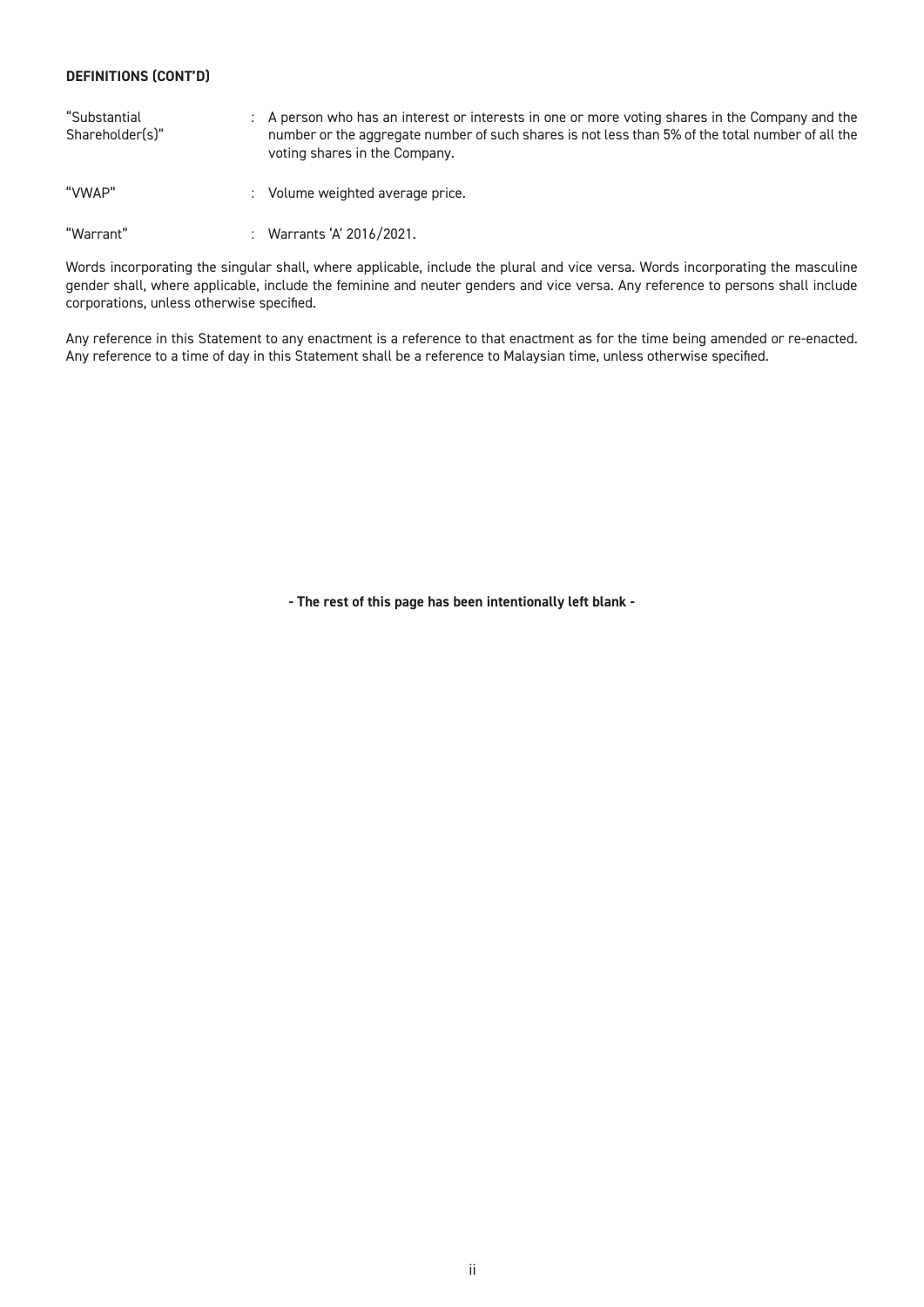**DEFINITIONS (CONT'D)**

| | | |
|---|---|---|
| "Substantial Shareholder(s)" | : | A person who has an interest or interests in one or more voting shares in the Company and the number or the aggregate number of such shares is not less than 5% of the total number of all the voting shares in the Company. |
| "VWAP" | : | Volume weighted average price. |
| "Warrant" | : | Warrants 'A' 2016/2021. |

Words incorporating the singular shall, where applicable, include the plural and vice versa. Words incorporating the masculine gender shall, where applicable, include the feminine and neuter genders and vice versa. Any reference to persons shall include corporations, unless otherwise specified.

Any reference in this Statement to any enactment is a reference to that enactment as for the time being amended or re-enacted. Any reference to a time of day in this Statement shall be a reference to Malaysian time, unless otherwise specified.

**- The rest of this page has been intentionally left blank -**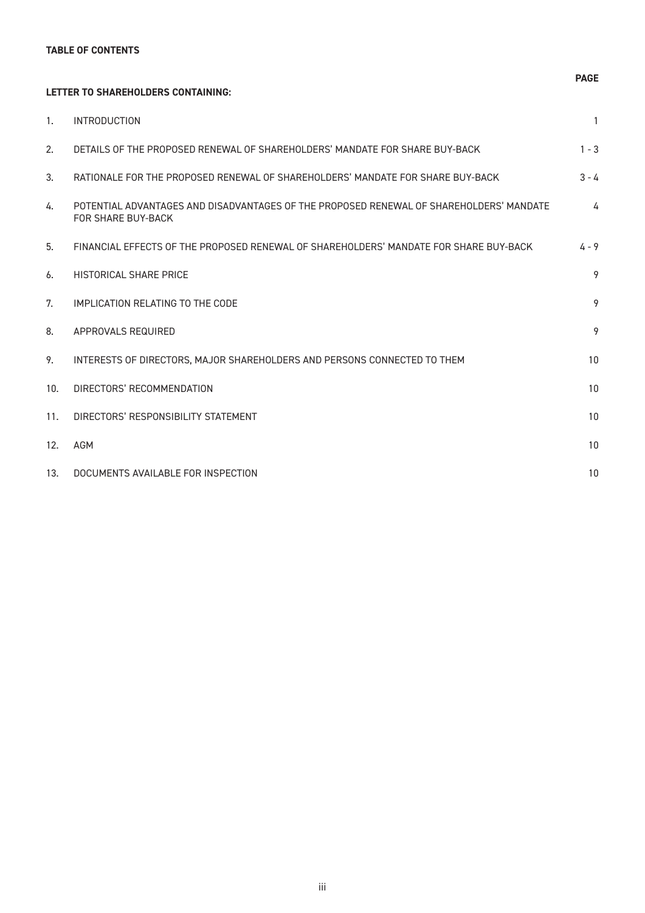**TABLE OF CONTENTS**

| LETTER TO SHAREHOLDERS CONTAINING: | | PAGE |
|---|---|---|
| 1. | INTRODUCTION | 1 |
| 2. | DETAILS OF THE PROPOSED RENEWAL OF SHAREHOLDERS' MANDATE FOR SHARE BUY-BACK | 1 - 3 |
| 3. | RATIONALE FOR THE PROPOSED RENEWAL OF SHAREHOLDERS' MANDATE FOR SHARE BUY-BACK | 3 - 4 |
| 4. | POTENTIAL ADVANTAGES AND DISADVANTAGES OF THE PROPOSED RENEWAL OF SHAREHOLDERS' MANDATE FOR SHARE BUY-BACK | 4 |
| 5. | FINANCIAL EFFECTS OF THE PROPOSED RENEWAL OF SHAREHOLDERS' MANDATE FOR SHARE BUY-BACK | 4 - 9 |
| 6. | HISTORICAL SHARE PRICE | 9 |
| 7. | IMPLICATION RELATING TO THE CODE | 9 |
| 8. | APPROVALS REQUIRED | 9 |
| 9. | INTERESTS OF DIRECTORS, MAJOR SHAREHOLDERS AND PERSONS CONNECTED TO THEM | 10 |
| 10. | DIRECTORS' RECOMMENDATION | 10 |
| 11. | DIRECTORS' RESPONSIBILITY STATEMENT | 10 |
| 12. | AGM | 10 |
| 13. | DOCUMENTS AVAILABLE FOR INSPECTION | 10 |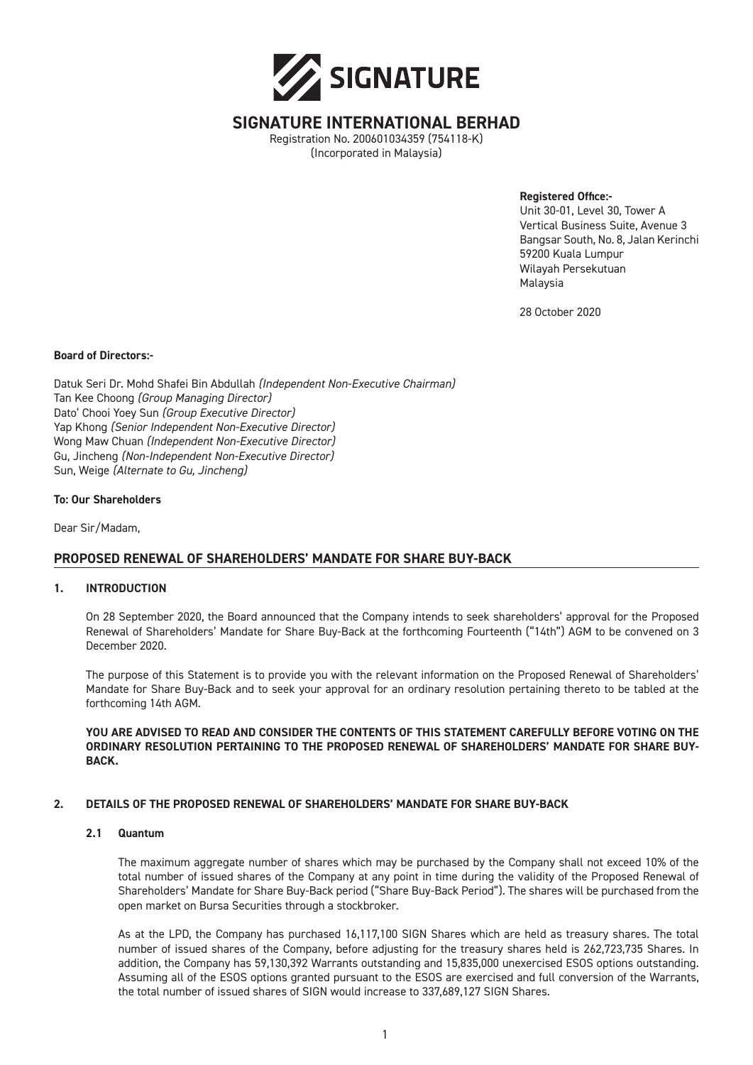SIGNATURE

# SIGNATURE INTERNATIONAL BERHAD

Registration No. 200601034359 (754118-K)
(Incorporated in Malaysia)

**Registered Office:-**
Unit 30-01, Level 30, Tower A
Vertical Business Suite, Avenue 3
Bangsar South, No. 8, Jalan Kerinchi
59200 Kuala Lumpur
Wilayah Persekutuan
Malaysia

28 October 2020

**Board of Directors:-**

Datuk Seri Dr. Mohd Shafei Bin Abdullah *(Independent Non-Executive Chairman)*
Tan Kee Choong *(Group Managing Director)*
Dato' Chooi Yoey Sun *(Group Executive Director)*
Yap Khong *(Senior Independent Non-Executive Director)*
Wong Maw Chuan *(Independent Non-Executive Director)*
Gu, Jincheng *(Non-Independent Non-Executive Director)*
Sun, Weige *(Alternate to Gu, Jincheng)*

**To: Our Shareholders**

Dear Sir/Madam,

## PROPOSED RENEWAL OF SHAREHOLDERS' MANDATE FOR SHARE BUY-BACK

### 1. INTRODUCTION

On 28 September 2020, the Board announced that the Company intends to seek shareholders' approval for the Proposed Renewal of Shareholders' Mandate for Share Buy-Back at the forthcoming Fourteenth ("14th") AGM to be convened on 3 December 2020.

The purpose of this Statement is to provide you with the relevant information on the Proposed Renewal of Shareholders' Mandate for Share Buy-Back and to seek your approval for an ordinary resolution pertaining thereto to be tabled at the forthcoming 14th AGM.

**YOU ARE ADVISED TO READ AND CONSIDER THE CONTENTS OF THIS STATEMENT CAREFULLY BEFORE VOTING ON THE ORDINARY RESOLUTION PERTAINING TO THE PROPOSED RENEWAL OF SHAREHOLDERS' MANDATE FOR SHARE BUY-BACK.**

### 2. DETAILS OF THE PROPOSED RENEWAL OF SHAREHOLDERS' MANDATE FOR SHARE BUY-BACK

#### 2.1 Quantum

The maximum aggregate number of shares which may be purchased by the Company shall not exceed 10% of the total number of issued shares of the Company at any point in time during the validity of the Proposed Renewal of Shareholders' Mandate for Share Buy-Back period ("Share Buy-Back Period"). The shares will be purchased from the open market on Bursa Securities through a stockbroker.

As at the LPD, the Company has purchased 16,117,100 SIGN Shares which are held as treasury shares. The total number of issued shares of the Company, before adjusting for the treasury shares held is 262,723,735 Shares. In addition, the Company has 59,130,392 Warrants outstanding and 15,835,000 unexercised ESOS options outstanding. Assuming all of the ESOS options granted pursuant to the ESOS are exercised and full conversion of the Warrants, the total number of issued shares of SIGN would increase to 337,689,127 SIGN Shares.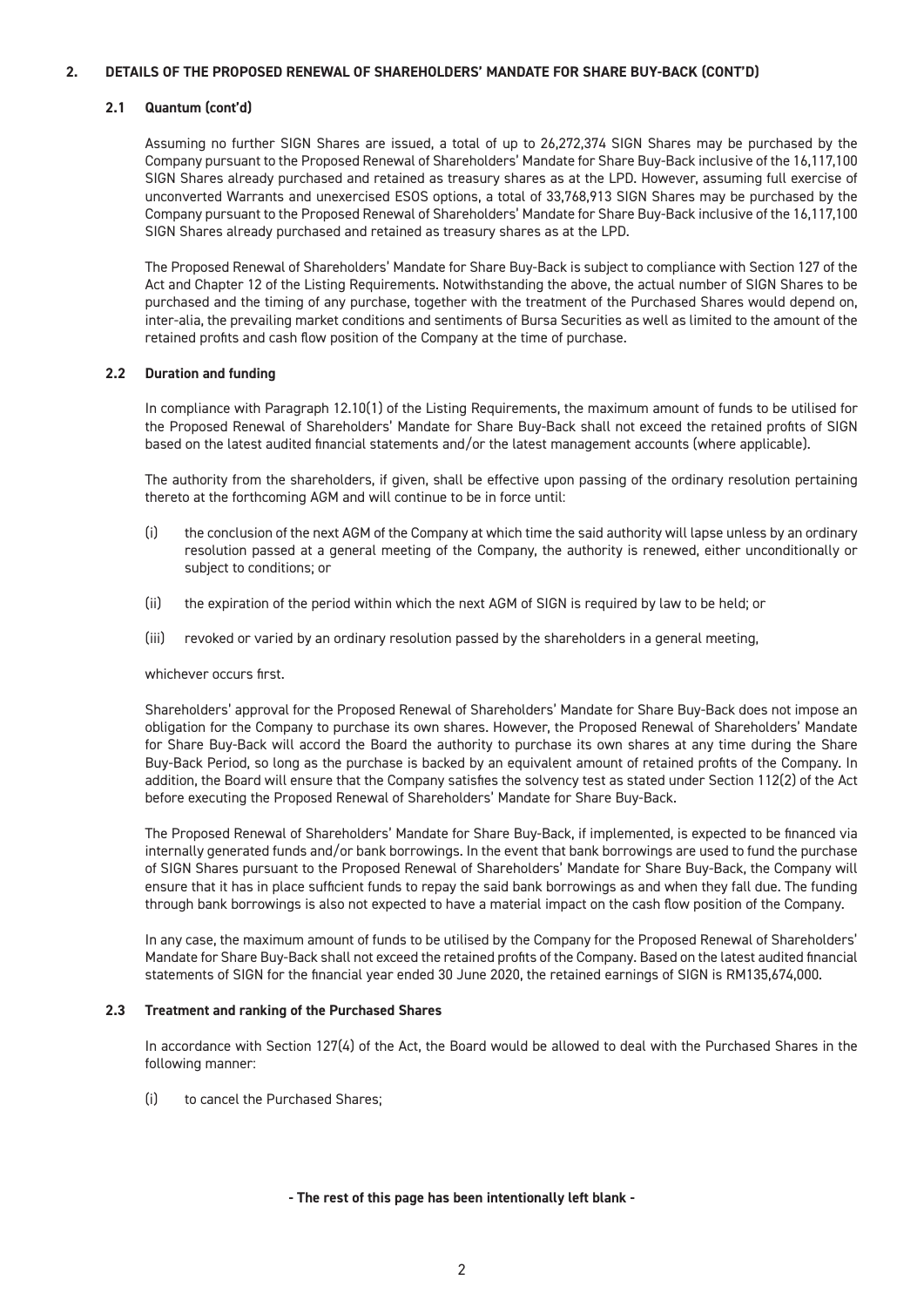## 2. DETAILS OF THE PROPOSED RENEWAL OF SHAREHOLDERS' MANDATE FOR SHARE BUY-BACK (CONT'D)

### 2.1 Quantum (cont'd)

Assuming no further SIGN Shares are issued, a total of up to 26,272,374 SIGN Shares may be purchased by the Company pursuant to the Proposed Renewal of Shareholders' Mandate for Share Buy-Back inclusive of the 16,117,100 SIGN Shares already purchased and retained as treasury shares as at the LPD. However, assuming full exercise of unconverted Warrants and unexercised ESOS options, a total of 33,768,913 SIGN Shares may be purchased by the Company pursuant to the Proposed Renewal of Shareholders' Mandate for Share Buy-Back inclusive of the 16,117,100 SIGN Shares already purchased and retained as treasury shares as at the LPD.

The Proposed Renewal of Shareholders' Mandate for Share Buy-Back is subject to compliance with Section 127 of the Act and Chapter 12 of the Listing Requirements. Notwithstanding the above, the actual number of SIGN Shares to be purchased and the timing of any purchase, together with the treatment of the Purchased Shares would depend on, inter-alia, the prevailing market conditions and sentiments of Bursa Securities as well as limited to the amount of the retained profits and cash flow position of the Company at the time of purchase.

### 2.2 Duration and funding

In compliance with Paragraph 12.10(1) of the Listing Requirements, the maximum amount of funds to be utilised for the Proposed Renewal of Shareholders' Mandate for Share Buy-Back shall not exceed the retained profits of SIGN based on the latest audited financial statements and/or the latest management accounts (where applicable).

The authority from the shareholders, if given, shall be effective upon passing of the ordinary resolution pertaining thereto at the forthcoming AGM and will continue to be in force until:

(i) the conclusion of the next AGM of the Company at which time the said authority will lapse unless by an ordinary resolution passed at a general meeting of the Company, the authority is renewed, either unconditionally or subject to conditions; or

(ii) the expiration of the period within which the next AGM of SIGN is required by law to be held; or

(iii) revoked or varied by an ordinary resolution passed by the shareholders in a general meeting,

whichever occurs first.

Shareholders' approval for the Proposed Renewal of Shareholders' Mandate for Share Buy-Back does not impose an obligation for the Company to purchase its own shares. However, the Proposed Renewal of Shareholders' Mandate for Share Buy-Back will accord the Board the authority to purchase its own shares at any time during the Share Buy-Back Period, so long as the purchase is backed by an equivalent amount of retained profits of the Company. In addition, the Board will ensure that the Company satisfies the solvency test as stated under Section 112(2) of the Act before executing the Proposed Renewal of Shareholders' Mandate for Share Buy-Back.

The Proposed Renewal of Shareholders' Mandate for Share Buy-Back, if implemented, is expected to be financed via internally generated funds and/or bank borrowings. In the event that bank borrowings are used to fund the purchase of SIGN Shares pursuant to the Proposed Renewal of Shareholders' Mandate for Share Buy-Back, the Company will ensure that it has in place sufficient funds to repay the said bank borrowings as and when they fall due. The funding through bank borrowings is also not expected to have a material impact on the cash flow position of the Company.

In any case, the maximum amount of funds to be utilised by the Company for the Proposed Renewal of Shareholders' Mandate for Share Buy-Back shall not exceed the retained profits of the Company. Based on the latest audited financial statements of SIGN for the financial year ended 30 June 2020, the retained earnings of SIGN is RM135,674,000.

### 2.3 Treatment and ranking of the Purchased Shares

In accordance with Section 127(4) of the Act, the Board would be allowed to deal with the Purchased Shares in the following manner:

(i) to cancel the Purchased Shares;

**- The rest of this page has been intentionally left blank -**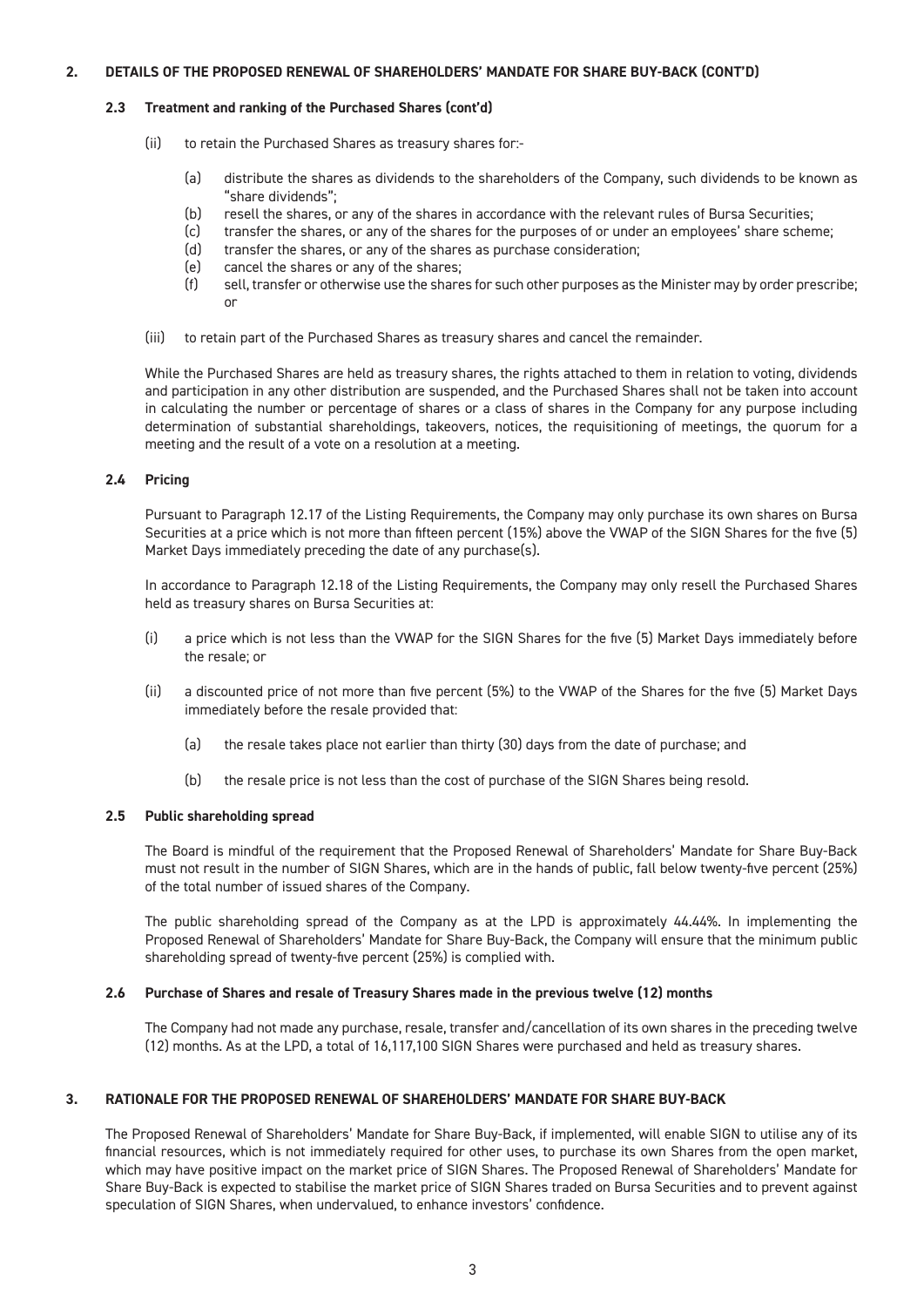## 2. DETAILS OF THE PROPOSED RENEWAL OF SHAREHOLDERS' MANDATE FOR SHARE BUY-BACK (CONT'D)

### 2.3 Treatment and ranking of the Purchased Shares (cont'd)

(ii) to retain the Purchased Shares as treasury shares for:-

(a) distribute the shares as dividends to the shareholders of the Company, such dividends to be known as "share dividends";
(b) resell the shares, or any of the shares in accordance with the relevant rules of Bursa Securities;
(c) transfer the shares, or any of the shares for the purposes of or under an employees' share scheme;
(d) transfer the shares, or any of the shares as purchase consideration;
(e) cancel the shares or any of the shares;
(f) sell, transfer or otherwise use the shares for such other purposes as the Minister may by order prescribe; or

(iii) to retain part of the Purchased Shares as treasury shares and cancel the remainder.

While the Purchased Shares are held as treasury shares, the rights attached to them in relation to voting, dividends and participation in any other distribution are suspended, and the Purchased Shares shall not be taken into account in calculating the number or percentage of shares or a class of shares in the Company for any purpose including determination of substantial shareholdings, takeovers, notices, the requisitioning of meetings, the quorum for a meeting and the result of a vote on a resolution at a meeting.

### 2.4 Pricing

Pursuant to Paragraph 12.17 of the Listing Requirements, the Company may only purchase its own shares on Bursa Securities at a price which is not more than fifteen percent (15%) above the VWAP of the SIGN Shares for the five (5) Market Days immediately preceding the date of any purchase(s).

In accordance to Paragraph 12.18 of the Listing Requirements, the Company may only resell the Purchased Shares held as treasury shares on Bursa Securities at:

(i) a price which is not less than the VWAP for the SIGN Shares for the five (5) Market Days immediately before the resale; or

(ii) a discounted price of not more than five percent (5%) to the VWAP of the Shares for the five (5) Market Days immediately before the resale provided that:

(a) the resale takes place not earlier than thirty (30) days from the date of purchase; and

(b) the resale price is not less than the cost of purchase of the SIGN Shares being resold.

### 2.5 Public shareholding spread

The Board is mindful of the requirement that the Proposed Renewal of Shareholders' Mandate for Share Buy-Back must not result in the number of SIGN Shares, which are in the hands of public, fall below twenty-five percent (25%) of the total number of issued shares of the Company.

The public shareholding spread of the Company as at the LPD is approximately 44.44%. In implementing the Proposed Renewal of Shareholders' Mandate for Share Buy-Back, the Company will ensure that the minimum public shareholding spread of twenty-five percent (25%) is complied with.

### 2.6 Purchase of Shares and resale of Treasury Shares made in the previous twelve (12) months

The Company had not made any purchase, resale, transfer and/cancellation of its own shares in the preceding twelve (12) months. As at the LPD, a total of 16,117,100 SIGN Shares were purchased and held as treasury shares.

## 3. RATIONALE FOR THE PROPOSED RENEWAL OF SHAREHOLDERS' MANDATE FOR SHARE BUY-BACK

The Proposed Renewal of Shareholders' Mandate for Share Buy-Back, if implemented, will enable SIGN to utilise any of its financial resources, which is not immediately required for other uses, to purchase its own Shares from the open market, which may have positive impact on the market price of SIGN Shares. The Proposed Renewal of Shareholders' Mandate for Share Buy-Back is expected to stabilise the market price of SIGN Shares traded on Bursa Securities and to prevent against speculation of SIGN Shares, when undervalued, to enhance investors' confidence.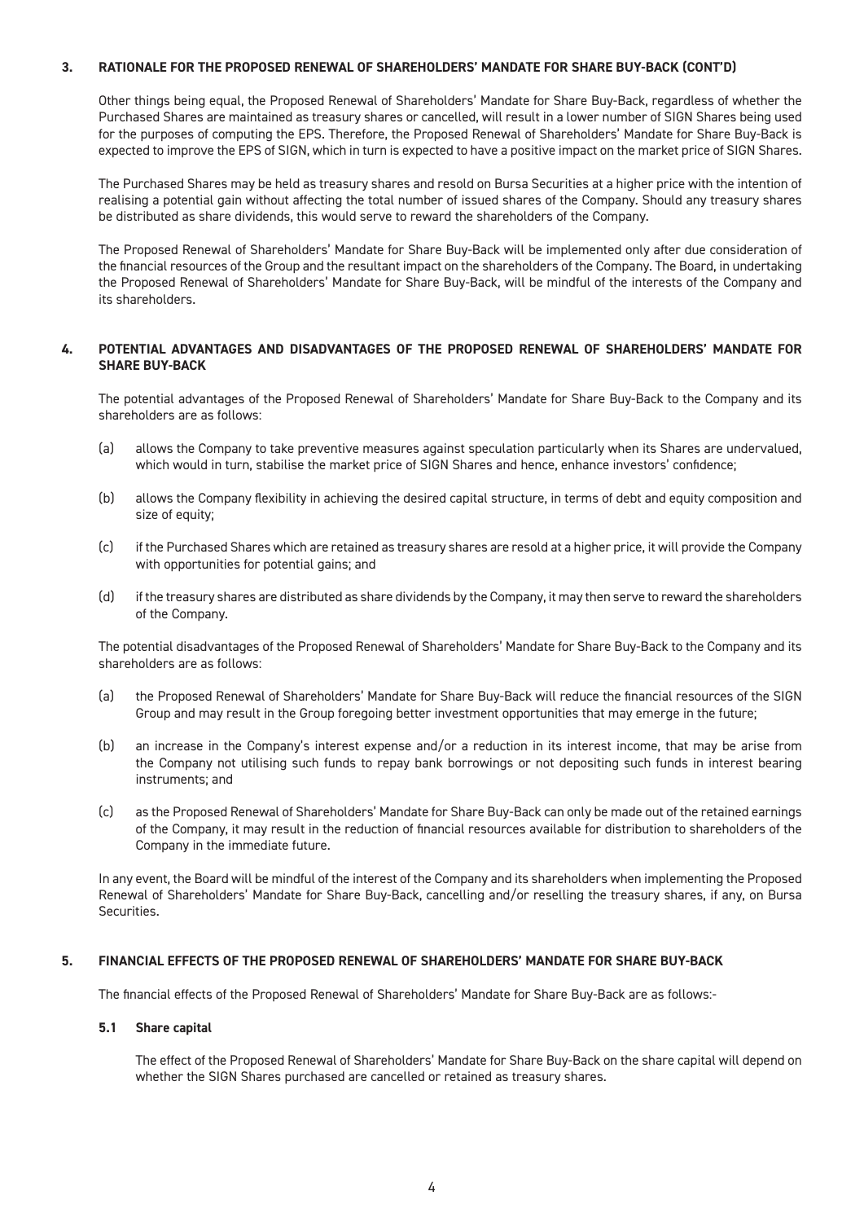## 3. RATIONALE FOR THE PROPOSED RENEWAL OF SHAREHOLDERS' MANDATE FOR SHARE BUY-BACK (CONT'D)

Other things being equal, the Proposed Renewal of Shareholders' Mandate for Share Buy-Back, regardless of whether the Purchased Shares are maintained as treasury shares or cancelled, will result in a lower number of SIGN Shares being used for the purposes of computing the EPS. Therefore, the Proposed Renewal of Shareholders' Mandate for Share Buy-Back is expected to improve the EPS of SIGN, which in turn is expected to have a positive impact on the market price of SIGN Shares.

The Purchased Shares may be held as treasury shares and resold on Bursa Securities at a higher price with the intention of realising a potential gain without affecting the total number of issued shares of the Company. Should any treasury shares be distributed as share dividends, this would serve to reward the shareholders of the Company.

The Proposed Renewal of Shareholders' Mandate for Share Buy-Back will be implemented only after due consideration of the financial resources of the Group and the resultant impact on the shareholders of the Company. The Board, in undertaking the Proposed Renewal of Shareholders' Mandate for Share Buy-Back, will be mindful of the interests of the Company and its shareholders.

## 4. POTENTIAL ADVANTAGES AND DISADVANTAGES OF THE PROPOSED RENEWAL OF SHAREHOLDERS' MANDATE FOR SHARE BUY-BACK

The potential advantages of the Proposed Renewal of Shareholders' Mandate for Share Buy-Back to the Company and its shareholders are as follows:

(a) allows the Company to take preventive measures against speculation particularly when its Shares are undervalued, which would in turn, stabilise the market price of SIGN Shares and hence, enhance investors' confidence;

(b) allows the Company flexibility in achieving the desired capital structure, in terms of debt and equity composition and size of equity;

(c) if the Purchased Shares which are retained as treasury shares are resold at a higher price, it will provide the Company with opportunities for potential gains; and

(d) if the treasury shares are distributed as share dividends by the Company, it may then serve to reward the shareholders of the Company.

The potential disadvantages of the Proposed Renewal of Shareholders' Mandate for Share Buy-Back to the Company and its shareholders are as follows:

(a) the Proposed Renewal of Shareholders' Mandate for Share Buy-Back will reduce the financial resources of the SIGN Group and may result in the Group foregoing better investment opportunities that may emerge in the future;

(b) an increase in the Company's interest expense and/or a reduction in its interest income, that may be arise from the Company not utilising such funds to repay bank borrowings or not depositing such funds in interest bearing instruments; and

(c) as the Proposed Renewal of Shareholders' Mandate for Share Buy-Back can only be made out of the retained earnings of the Company, it may result in the reduction of financial resources available for distribution to shareholders of the Company in the immediate future.

In any event, the Board will be mindful of the interest of the Company and its shareholders when implementing the Proposed Renewal of Shareholders' Mandate for Share Buy-Back, cancelling and/or reselling the treasury shares, if any, on Bursa Securities.

## 5. FINANCIAL EFFECTS OF THE PROPOSED RENEWAL OF SHAREHOLDERS' MANDATE FOR SHARE BUY-BACK

The financial effects of the Proposed Renewal of Shareholders' Mandate for Share Buy-Back are as follows:-

### 5.1 Share capital

The effect of the Proposed Renewal of Shareholders' Mandate for Share Buy-Back on the share capital will depend on whether the SIGN Shares purchased are cancelled or retained as treasury shares.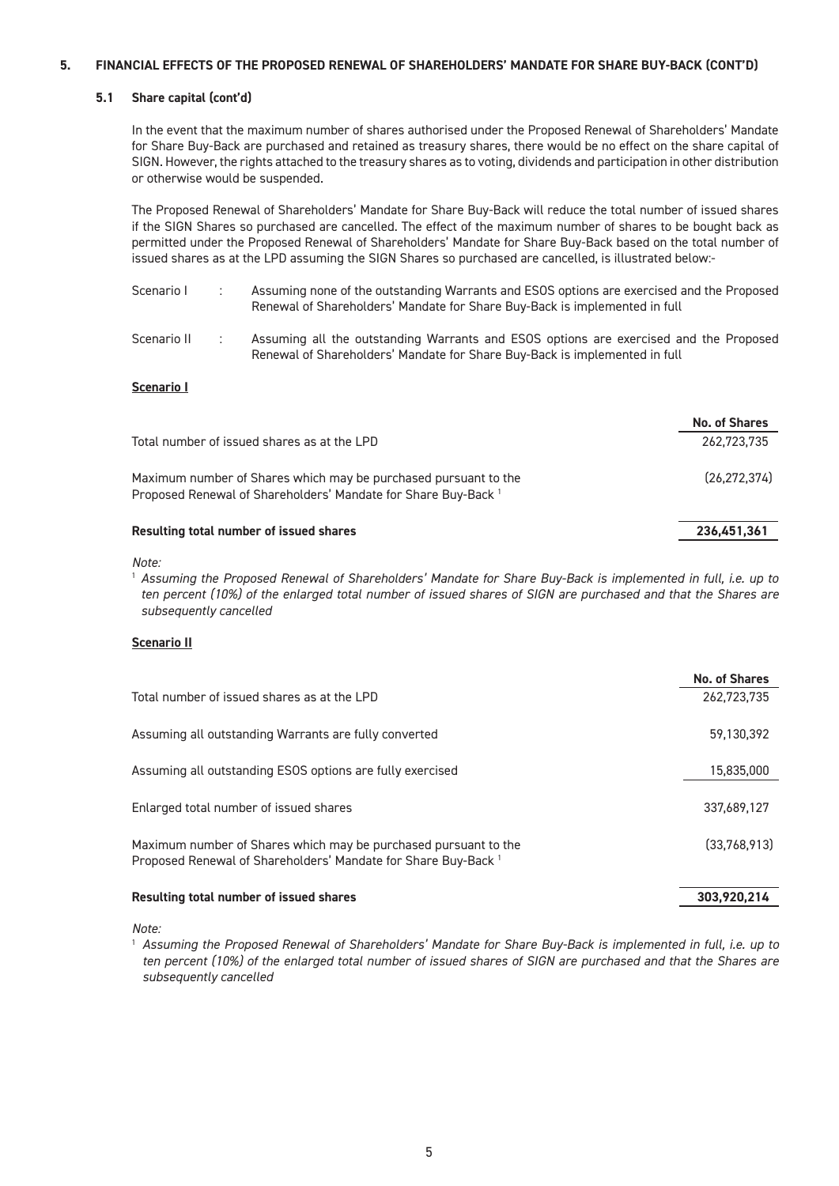## 5. FINANCIAL EFFECTS OF THE PROPOSED RENEWAL OF SHAREHOLDERS' MANDATE FOR SHARE BUY-BACK (CONT'D)

### 5.1 Share capital (cont'd)

In the event that the maximum number of shares authorised under the Proposed Renewal of Shareholders' Mandate for Share Buy-Back are purchased and retained as treasury shares, there would be no effect on the share capital of SIGN. However, the rights attached to the treasury shares as to voting, dividends and participation in other distribution or otherwise would be suspended.

The Proposed Renewal of Shareholders' Mandate for Share Buy-Back will reduce the total number of issued shares if the SIGN Shares so purchased are cancelled. The effect of the maximum number of shares to be bought back as permitted under the Proposed Renewal of Shareholders' Mandate for Share Buy-Back based on the total number of issued shares as at the LPD assuming the SIGN Shares so purchased are cancelled, is illustrated below:-

Scenario I : Assuming none of the outstanding Warrants and ESOS options are exercised and the Proposed Renewal of Shareholders' Mandate for Share Buy-Back is implemented in full

Scenario II : Assuming all the outstanding Warrants and ESOS options are exercised and the Proposed Renewal of Shareholders' Mandate for Share Buy-Back is implemented in full

**Scenario I**

| | No. of Shares |
|---|---|
| Total number of issued shares as at the LPD | 262,723,735 |
| Maximum number of Shares which may be purchased pursuant to the Proposed Renewal of Shareholders' Mandate for Share Buy-Back [1] | (26,272,374) |
| **Resulting total number of issued shares** | **236,451,361** |

*Note:*

[1] *Assuming the Proposed Renewal of Shareholders' Mandate for Share Buy-Back is implemented in full, i.e. up to ten percent (10%) of the enlarged total number of issued shares of SIGN are purchased and that the Shares are subsequently cancelled*

**Scenario II**

| | No. of Shares |
|---|---|
| Total number of issued shares as at the LPD | 262,723,735 |
| Assuming all outstanding Warrants are fully converted | 59,130,392 |
| Assuming all outstanding ESOS options are fully exercised | 15,835,000 |
| Enlarged total number of issued shares | 337,689,127 |
| Maximum number of Shares which may be purchased pursuant to the Proposed Renewal of Shareholders' Mandate for Share Buy-Back [1] | (33,768,913) |
| **Resulting total number of issued shares** | **303,920,214** |

*Note:*

[1] *Assuming the Proposed Renewal of Shareholders' Mandate for Share Buy-Back is implemented in full, i.e. up to ten percent (10%) of the enlarged total number of issued shares of SIGN are purchased and that the Shares are subsequently cancelled*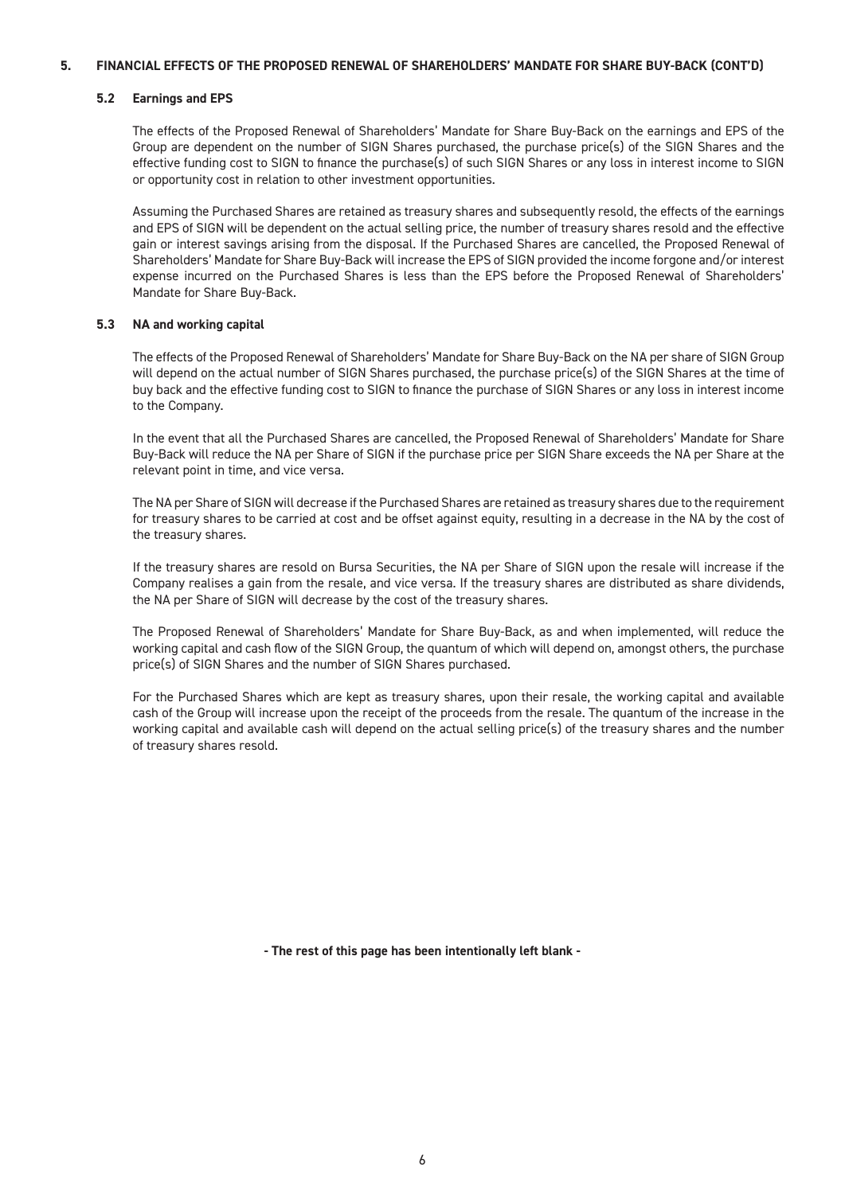## 5. FINANCIAL EFFECTS OF THE PROPOSED RENEWAL OF SHAREHOLDERS' MANDATE FOR SHARE BUY-BACK (CONT'D)

### 5.2 Earnings and EPS

The effects of the Proposed Renewal of Shareholders' Mandate for Share Buy-Back on the earnings and EPS of the Group are dependent on the number of SIGN Shares purchased, the purchase price(s) of the SIGN Shares and the effective funding cost to SIGN to finance the purchase(s) of such SIGN Shares or any loss in interest income to SIGN or opportunity cost in relation to other investment opportunities.

Assuming the Purchased Shares are retained as treasury shares and subsequently resold, the effects of the earnings and EPS of SIGN will be dependent on the actual selling price, the number of treasury shares resold and the effective gain or interest savings arising from the disposal. If the Purchased Shares are cancelled, the Proposed Renewal of Shareholders' Mandate for Share Buy-Back will increase the EPS of SIGN provided the income forgone and/or interest expense incurred on the Purchased Shares is less than the EPS before the Proposed Renewal of Shareholders' Mandate for Share Buy-Back.

### 5.3 NA and working capital

The effects of the Proposed Renewal of Shareholders' Mandate for Share Buy-Back on the NA per share of SIGN Group will depend on the actual number of SIGN Shares purchased, the purchase price(s) of the SIGN Shares at the time of buy back and the effective funding cost to SIGN to finance the purchase of SIGN Shares or any loss in interest income to the Company.

In the event that all the Purchased Shares are cancelled, the Proposed Renewal of Shareholders' Mandate for Share Buy-Back will reduce the NA per Share of SIGN if the purchase price per SIGN Share exceeds the NA per Share at the relevant point in time, and vice versa.

The NA per Share of SIGN will decrease if the Purchased Shares are retained as treasury shares due to the requirement for treasury shares to be carried at cost and be offset against equity, resulting in a decrease in the NA by the cost of the treasury shares.

If the treasury shares are resold on Bursa Securities, the NA per Share of SIGN upon the resale will increase if the Company realises a gain from the resale, and vice versa. If the treasury shares are distributed as share dividends, the NA per Share of SIGN will decrease by the cost of the treasury shares.

The Proposed Renewal of Shareholders' Mandate for Share Buy-Back, as and when implemented, will reduce the working capital and cash flow of the SIGN Group, the quantum of which will depend on, amongst others, the purchase price(s) of SIGN Shares and the number of SIGN Shares purchased.

For the Purchased Shares which are kept as treasury shares, upon their resale, the working capital and available cash of the Group will increase upon the receipt of the proceeds from the resale. The quantum of the increase in the working capital and available cash will depend on the actual selling price(s) of the treasury shares and the number of treasury shares resold.

**- The rest of this page has been intentionally left blank -**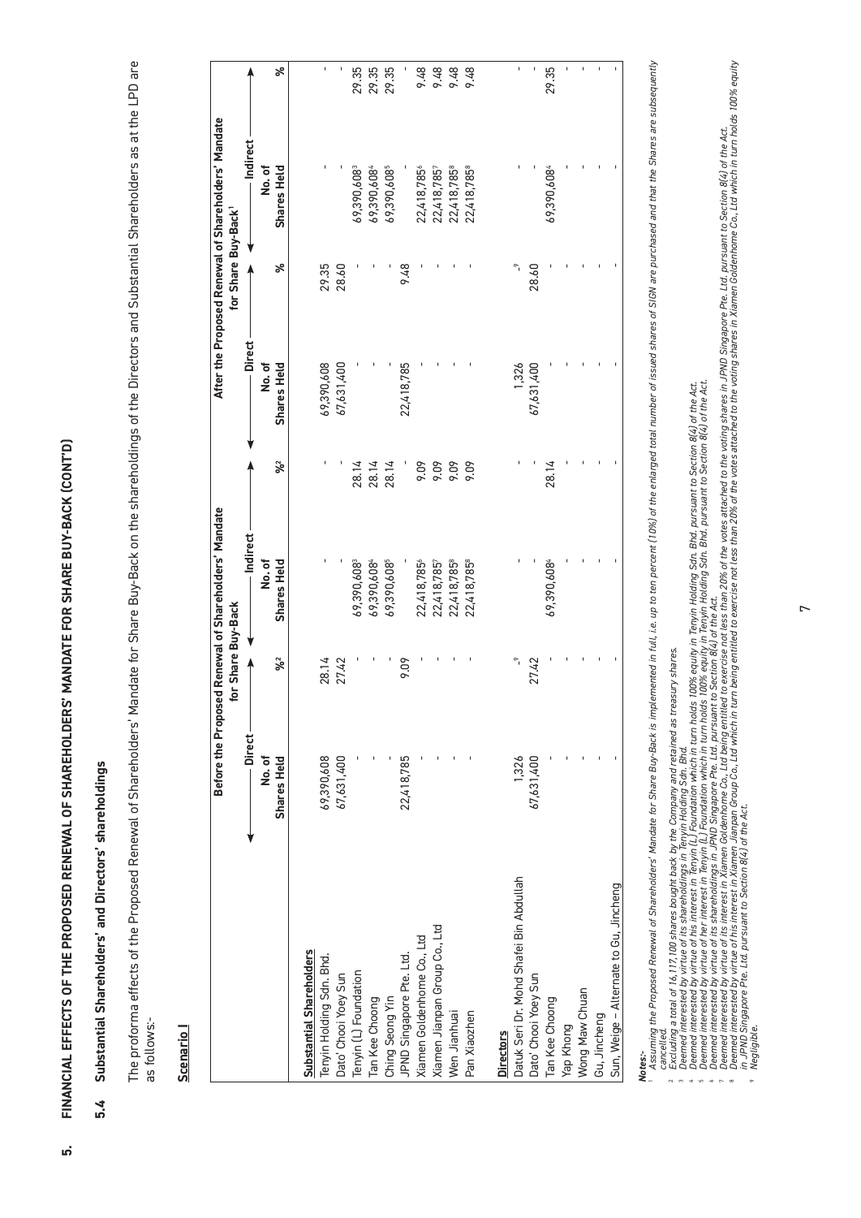## 5. FINANCIAL EFFECTS OF THE PROPOSED RENEWAL OF SHAREHOLDERS' MANDATE FOR SHARE BUY-BACK (CONT'D)

### 5.4 Substantial Shareholders' and Directors' shareholdings

The proforma effects of the Proposed Renewal of Shareholders' Mandate for Share Buy-Back on the shareholdings of the Directors and Substantial Shareholders as at the LPD are as follows:-

**Scenario I**

| | Before the Proposed Renewal of Shareholders' Mandate for Share Buy-Back | | | | After the Proposed Renewal of Shareholders' Mandate for Share Buy-Back[1] | | | |
|---|---|---|---|---|---|---|---|---|
| | Direct | | Indirect | | Direct | | Indirect | |
| | No. of Shares Held | %[2] | No. of Shares Held | %[2] | No. of Shares Held | % | No. of Shares Held | % |
| **Substantial Shareholders** | | | | | | | | |
| Tenyin Holding Sdn. Bhd. | 69,390,608 | 28.14 | - | - | 69,390,608 | 29.35 | - | - |
| Dato' Chooi Yoey Sun | 67,631,400 | 27.42 | - | - | 67,631,400 | 28.60 | - | - |
| Tenyin (L) Foundation | - | - | 69,390,608[3] | 28.14 | - | - | 69,390,608[3] | 29.35 |
| Tan Kee Choong | - | - | 69,390,608[4] | 28.14 | - | - | 69,390,608[4] | 29.35 |
| Ching Seong Yin | - | - | 69,390,608[5] | 28.14 | - | - | 69,390,608[5] | 29.35 |
| JPND Singapore Pte. Ltd. | 22,418,785 | 9.09 | - | - | 22,418,785 | 9.48 | - | - |
| Xiamen Goldenhome Co., Ltd | - | - | 22,418,785[6] | 9.09 | - | - | 22,418,785[6] | 9.48 |
| Xiamen Jianpan Group Co., Ltd | - | - | 22,418,785[7] | 9.09 | - | - | 22,418,785[7] | 9.48 |
| Wen Jianhuai | - | - | 22,418,785[8] | 9.09 | - | - | 22,418,785[8] | 9.48 |
| Pan Xiaozhen | - | - | 22,418,785[8] | 9.09 | - | - | 22,418,785[8] | 9.48 |
| **Directors** | | | | | | | | |
| Datuk Seri Dr. Mohd Shafei Bin Abdullah | 1,326 | -[9] | - | - | 1,326 | -[9] | - | - |
| Dato' Chooi Yoey Sun | 67,631,400 | 27.42 | - | - | 67,631,400 | 28.60 | - | - |
| Tan Kee Choong | - | - | 69,390,608[4] | 28.14 | - | - | 69,390,608[4] | 29.35 |
| Yap Khong | - | - | - | - | - | - | - | - |
| Wong Maw Chuan | - | - | - | - | - | - | - | - |
| Gu, Jincheng | - | - | - | - | - | - | - | - |
| Sun, Weige – Alternate to Gu, Jincheng | - | - | - | - | - | - | - | - |

***Notes:-***

1. *Assuming the Proposed Renewal of Shareholders' Mandate for Share Buy-Back is implemented in full, i.e. up to ten percent (10%) of the enlarged total number of issued shares of SIGN are purchased and that the Shares are subsequently cancelled.*
2. *Excluding a total of 16,117,100 shares bought back by the Company and retained as treasury shares.*
3. *Deemed interested by virtue of its shareholdings in Tenyin Holding Sdn. Bhd.*
4. *Deemed interested by virtue of his interest in Tenyin (L) Foundation which in turn holds 100% equity in Tenyin Holding Sdn. Bhd. pursuant to Section 8(4) of the Act.*
5. *Deemed interested by virtue of her interest in Tenyin (L) Foundation which in turn holds 100% equity in Tenyin Holding Sdn. Bhd. pursuant to Section 8(4) of the Act.*
6. *Deemed interested by virtue of its shareholdings in JPND Singapore Pte. Ltd. pursuant to Section 8(4) of the Act.*
7. *Deemed interested by virtue of its interest in Xiamen Goldenhome Co., Ltd being entitled to exercise not less than 20% of the votes attached to the voting shares in JPND Singapore Pte. Ltd. pursuant to Section 8(4) of the Act.*
8. *Deemed interested by virtue of his interest in Xiamen Jianpan Group Co., Ltd which in turn being entitled to exercise not less than 20% of the votes attached to the voting shares in Xiamen Goldenhome Co., Ltd which in turn holds 100% equity in JPND Singapore Pte. Ltd. pursuant to Section 8(4) of the Act.*
9. *Negligible.*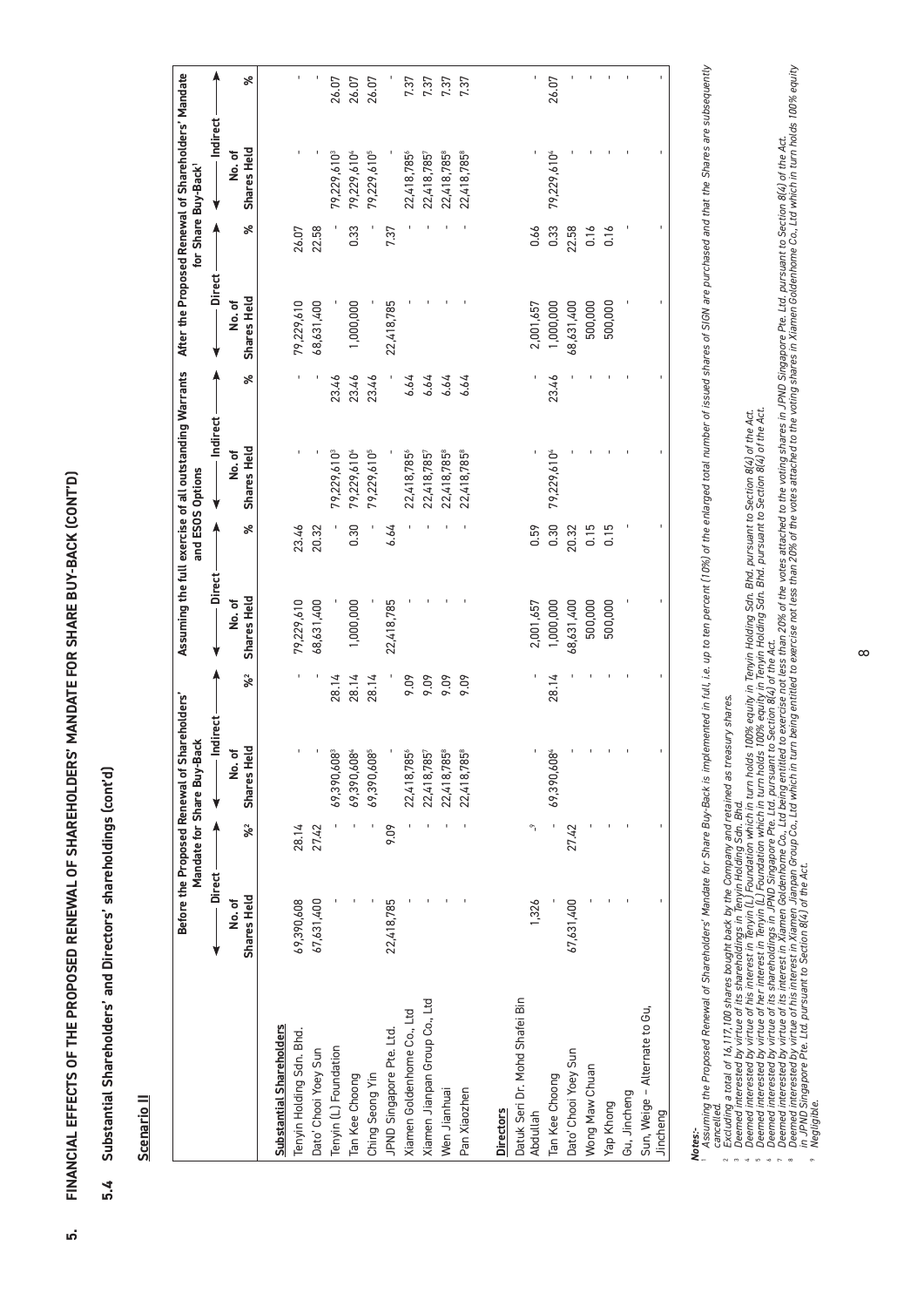## 5. FINANCIAL EFFECTS OF THE PROPOSED RENEWAL OF SHAREHOLDERS' MANDATE FOR SHARE BUY-BACK (CONT'D)

### 5.4 Substantial Shareholders' and Directors' shareholdings (cont'd)

**Scenario II**

| | Before the Proposed Renewal of Shareholders' Mandate for Share Buy-Back | | | | Assuming the full exercise of all outstanding Warrants and ESOS Options | | | | After the Proposed Renewal of Shareholders' Mandate for Share Buy-Back[1] | | | |
|---|---|---|---|---|---|---|---|---|---|---|---|---|
| | Direct | | Indirect | | Direct | | Indirect | | Direct | | Indirect | |
| | No. of Shares Held | %[2] | No. of Shares Held | %[2] | No. of Shares Held | % | No. of Shares Held | % | No. of Shares Held | % | No. of Shares Held | % |
| **Substantial Shareholders** | | | | | | | | | | | | |
| Tenyin Holding Sdn. Bhd. | 69,390,608 | 28.14 | - | - | 79,229,610 | 23.46 | - | - | 79,229,610 | 26.07 | - | - |
| Dato' Chooi Yoey Sun | 67,631,400 | 27.42 | - | - | 68,631,400 | 20.32 | - | - | 68,631,400 | 22.58 | - | - |
| Tenyin (L) Foundation | - | - | 69,390,608[3] | 28.14 | - | - | 79,229,610[3] | 23.46 | - | - | 79,229,610[3] | 26.07 |
| Tan Kee Choong | - | - | 69,390,608[4] | 28.14 | 1,000,000 | 0.30 | 79,229,610[4] | 23.46 | 1,000,000 | 0.33 | 79,229,610[4] | 26.07 |
| Ching Seong Yin | - | - | 69,390,608[5] | 28.14 | - | - | 79,229,610[5] | 23.46 | - | - | 79,229,610[5] | 26.07 |
| JPND Singapore Pte. Ltd. | 22,418,785 | 9.09 | - | - | 22,418,785 | 6.64 | - | - | 22,418,785 | 7.37 | - | - |
| Xiamen Goldenhome Co., Ltd | - | - | 22,418,785[6] | 9.09 | - | - | 22,418,785[6] | 6.64 | - | - | 22,418,785[6] | 7.37 |
| Xiamen Jianpan Group Co., Ltd | - | - | 22,418,785[7] | 9.09 | - | - | 22,418,785[7] | 6.64 | - | - | 22,418,785[7] | 7.37 |
| Wen Jianhuai | - | - | 22,418,785[8] | 9.09 | - | - | 22,418,785[8] | 6.64 | - | - | 22,418,785[8] | 7.37 |
| Pan Xiaozhen | - | - | 22,418,785[8] | 9.09 | - | - | 22,418,785[8] | 6.64 | - | - | 22,418,785[8] | 7.37 |
| **Directors** | | | | | | | | | | | | |
| Datuk Seri Dr. Mohd Shafei Bin Abdullah | 1,326 | -[9] | - | - | 2,001,657 | 0.59 | - | - | 2,001,657 | 0.66 | - | - |
| Tan Kee Choong | - | - | 69,390,608[4] | 28.14 | 1,000,000 | 0.30 | 79,229,610[4] | 23.46 | 1,000,000 | 0.33 | 79,229,610[4] | 26.07 |
| Dato' Chooi Yoey Sun | 67,631,400 | 27.42 | - | - | 68,631,400 | 20.32 | - | - | 68,631,400 | 22.58 | - | - |
| Wong Maw Chuan | - | - | - | - | 500,000 | 0.15 | - | - | 500,000 | 0.16 | - | - |
| Yap Khong | - | - | - | - | 500,000 | 0.15 | - | - | 500,000 | 0.16 | - | - |
| Gu, Jincheng | - | - | - | - | - | - | - | - | - | - | - | - |
| Sun, Weige – Alternate to Gu, Jincheng | - | - | - | - | - | - | - | - | - | - | - | - |

***Notes:-***

1. *Assuming the Proposed Renewal of Shareholders' Mandate for Share Buy-Back is implemented in full, i.e. up to ten percent (10%) of the enlarged total number of issued shares of SIGN are purchased and that the Shares are subsequently cancelled.*
2. *Excluding a total of 16,117,100 shares bought back by the Company and retained as treasury shares.*
3. *Deemed interested by virtue of its shareholdings in Tenyin Holding Sdn. Bhd.*
4. *Deemed interested by virtue of his interest in Tenyin (L) Foundation which in turn holds 100% equity in Tenyin Holding Sdn. Bhd. pursuant to Section 8(4) of the Act.*
5. *Deemed interested by virtue of her interest in Tenyin (L) Foundation which in turn holds 100% equity in Tenyin Holding Sdn. Bhd. pursuant to Section 8(4) of the Act.*
6. *Deemed interested by virtue of its shareholdings in JPND Singapore Pte. Ltd. pursuant to Section 8(4) of the Act.*
7. *Deemed interested by virtue of its interest in Xiamen Goldenhome Co., Ltd being entitled to exercise not less than 20% of the votes attached to the voting shares in JPND Singapore Pte. Ltd. pursuant to Section 8(4) of the Act.*
8. *Deemed interested by virtue of his interest in Xiamen Jianpan Group Co., Ltd which in turn being entitled to exercise not less than 20% of the votes attached to the voting shares in Xiamen Goldenhome Co., Ltd which in turn holds 100% equity in JPND Singapore Pte. Ltd. pursuant to Section 8(4) of the Act.*
9. *Negligible.*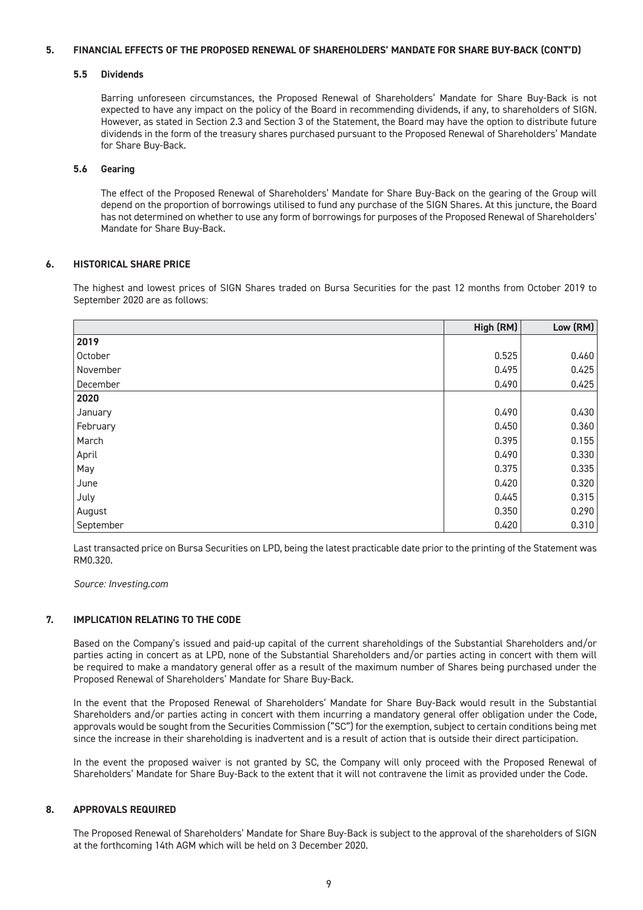## 5. FINANCIAL EFFECTS OF THE PROPOSED RENEWAL OF SHAREHOLDERS' MANDATE FOR SHARE BUY-BACK (CONT'D)

### 5.5 Dividends

Barring unforeseen circumstances, the Proposed Renewal of Shareholders' Mandate for Share Buy-Back is not expected to have any impact on the policy of the Board in recommending dividends, if any, to shareholders of SIGN. However, as stated in Section 2.3 and Section 3 of the Statement, the Board may have the option to distribute future dividends in the form of the treasury shares purchased pursuant to the Proposed Renewal of Shareholders' Mandate for Share Buy-Back.

### 5.6 Gearing

The effect of the Proposed Renewal of Shareholders' Mandate for Share Buy-Back on the gearing of the Group will depend on the proportion of borrowings utilised to fund any purchase of the SIGN Shares. At this juncture, the Board has not determined on whether to use any form of borrowings for purposes of the Proposed Renewal of Shareholders' Mandate for Share Buy-Back.

## 6. HISTORICAL SHARE PRICE

The highest and lowest prices of SIGN Shares traded on Bursa Securities for the past 12 months from October 2019 to September 2020 are as follows:

| | High (RM) | Low (RM) |
|---|---|---|
| **2019** | | |
| October | 0.525 | 0.460 |
| November | 0.495 | 0.425 |
| December | 0.490 | 0.425 |
| **2020** | | |
| January | 0.490 | 0.430 |
| February | 0.450 | 0.360 |
| March | 0.395 | 0.155 |
| April | 0.490 | 0.330 |
| May | 0.375 | 0.335 |
| June | 0.420 | 0.320 |
| July | 0.445 | 0.315 |
| August | 0.350 | 0.290 |
| September | 0.420 | 0.310 |

Last transacted price on Bursa Securities on LPD, being the latest practicable date prior to the printing of the Statement was RM0.320.

*Source: Investing.com*

## 7. IMPLICATION RELATING TO THE CODE

Based on the Company's issued and paid-up capital of the current shareholdings of the Substantial Shareholders and/or parties acting in concert as at LPD, none of the Substantial Shareholders and/or parties acting in concert with them will be required to make a mandatory general offer as a result of the maximum number of Shares being purchased under the Proposed Renewal of Shareholders' Mandate for Share Buy-Back.

In the event that the Proposed Renewal of Shareholders' Mandate for Share Buy-Back would result in the Substantial Shareholders and/or parties acting in concert with them incurring a mandatory general offer obligation under the Code, approvals would be sought from the Securities Commission ("SC") for the exemption, subject to certain conditions being met since the increase in their shareholding is inadvertent and is a result of action that is outside their direct participation.

In the event the proposed waiver is not granted by SC, the Company will only proceed with the Proposed Renewal of Shareholders' Mandate for Share Buy-Back to the extent that it will not contravene the limit as provided under the Code.

## 8. APPROVALS REQUIRED

The Proposed Renewal of Shareholders' Mandate for Share Buy-Back is subject to the approval of the shareholders of SIGN at the forthcoming 14th AGM which will be held on 3 December 2020.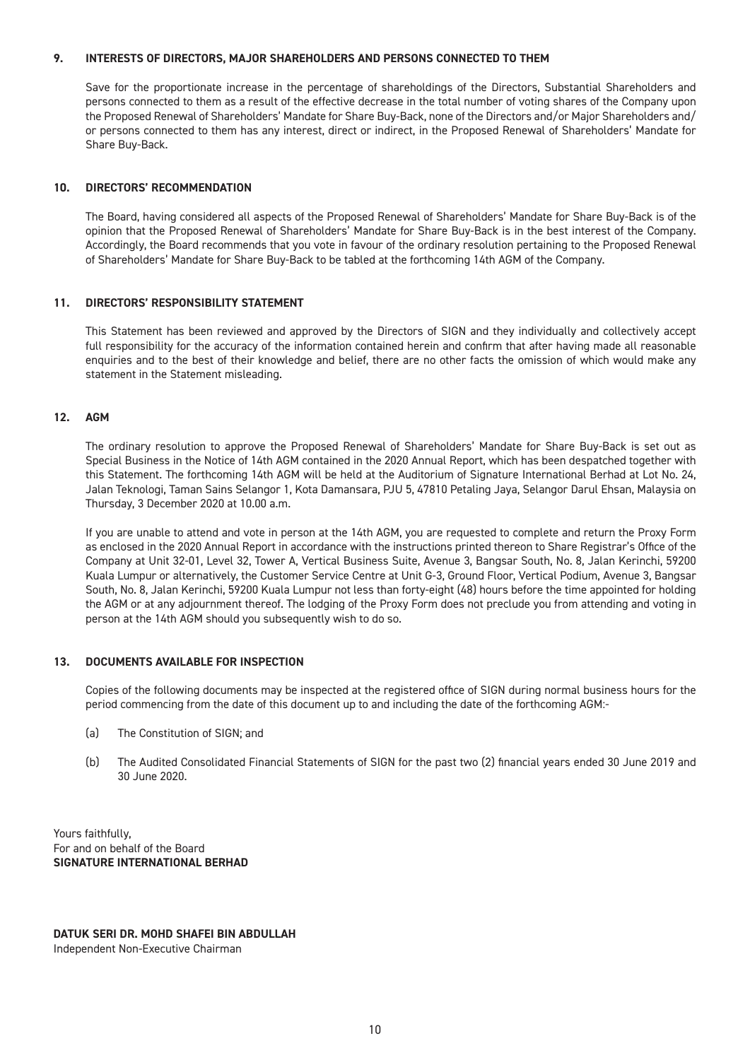## 9. INTERESTS OF DIRECTORS, MAJOR SHAREHOLDERS AND PERSONS CONNECTED TO THEM

Save for the proportionate increase in the percentage of shareholdings of the Directors, Substantial Shareholders and persons connected to them as a result of the effective decrease in the total number of voting shares of the Company upon the Proposed Renewal of Shareholders' Mandate for Share Buy-Back, none of the Directors and/or Major Shareholders and/or persons connected to them has any interest, direct or indirect, in the Proposed Renewal of Shareholders' Mandate for Share Buy-Back.

## 10. DIRECTORS' RECOMMENDATION

The Board, having considered all aspects of the Proposed Renewal of Shareholders' Mandate for Share Buy-Back is of the opinion that the Proposed Renewal of Shareholders' Mandate for Share Buy-Back is in the best interest of the Company. Accordingly, the Board recommends that you vote in favour of the ordinary resolution pertaining to the Proposed Renewal of Shareholders' Mandate for Share Buy-Back to be tabled at the forthcoming 14th AGM of the Company.

## 11. DIRECTORS' RESPONSIBILITY STATEMENT

This Statement has been reviewed and approved by the Directors of SIGN and they individually and collectively accept full responsibility for the accuracy of the information contained herein and confirm that after having made all reasonable enquiries and to the best of their knowledge and belief, there are no other facts the omission of which would make any statement in the Statement misleading.

## 12. AGM

The ordinary resolution to approve the Proposed Renewal of Shareholders' Mandate for Share Buy-Back is set out as Special Business in the Notice of 14th AGM contained in the 2020 Annual Report, which has been despatched together with this Statement. The forthcoming 14th AGM will be held at the Auditorium of Signature International Berhad at Lot No. 24, Jalan Teknologi, Taman Sains Selangor 1, Kota Damansara, PJU 5, 47810 Petaling Jaya, Selangor Darul Ehsan, Malaysia on Thursday, 3 December 2020 at 10.00 a.m.

If you are unable to attend and vote in person at the 14th AGM, you are requested to complete and return the Proxy Form as enclosed in the 2020 Annual Report in accordance with the instructions printed thereon to Share Registrar's Office of the Company at Unit 32-01, Level 32, Tower A, Vertical Business Suite, Avenue 3, Bangsar South, No. 8, Jalan Kerinchi, 59200 Kuala Lumpur or alternatively, the Customer Service Centre at Unit G-3, Ground Floor, Vertical Podium, Avenue 3, Bangsar South, No. 8, Jalan Kerinchi, 59200 Kuala Lumpur not less than forty-eight (48) hours before the time appointed for holding the AGM or at any adjournment thereof. The lodging of the Proxy Form does not preclude you from attending and voting in person at the 14th AGM should you subsequently wish to do so.

## 13. DOCUMENTS AVAILABLE FOR INSPECTION

Copies of the following documents may be inspected at the registered office of SIGN during normal business hours for the period commencing from the date of this document up to and including the date of the forthcoming AGM:-

(a) The Constitution of SIGN; and

(b) The Audited Consolidated Financial Statements of SIGN for the past two (2) financial years ended 30 June 2019 and 30 June 2020.

Yours faithfully,
For and on behalf of the Board
**SIGNATURE INTERNATIONAL BERHAD**

**DATUK SERI DR. MOHD SHAFEI BIN ABDULLAH**
Independent Non-Executive Chairman